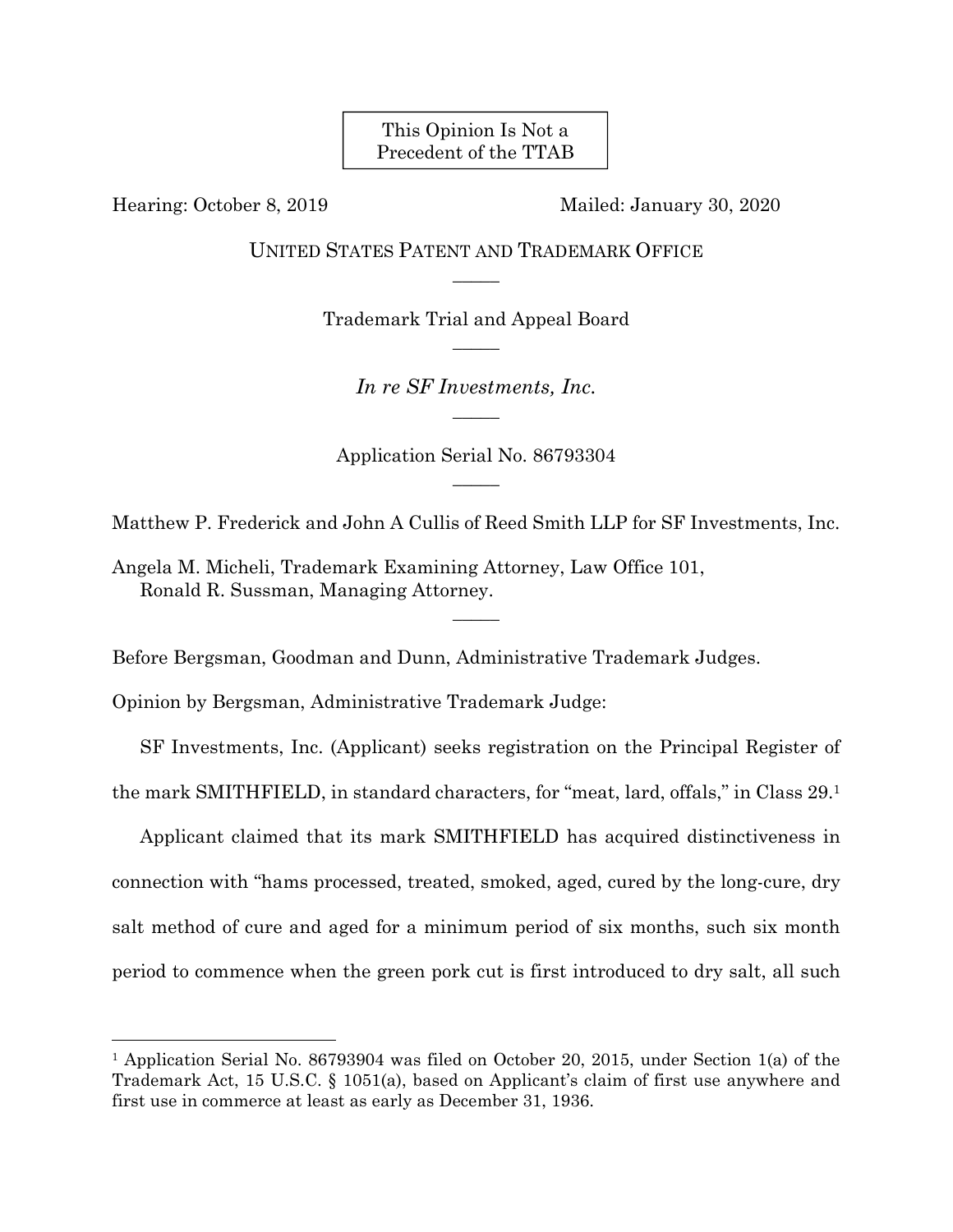This Opinion Is Not a Precedent of the TTAB

Hearing: October 8, 2019 Mailed: January 30, 2020

UNITED STATES PATENT AND TRADEMARK OFFICE

———

Trademark Trial and Appeal Board

———

*In re SF Investments, Inc.*

———

Application Serial No. 86793304

———

Matthew P. Frederick and John A Cullis of Reed Smith LLP for SF Investments, Inc.

Angela M. Micheli, Trademark Examining Attorney, Law Office 101,
Ronald R. Sussman, Managing Attorney.

———

Before Bergsman, Goodman and Dunn, Administrative Trademark Judges.

Opinion by Bergsman, Administrative Trademark Judge:

SF Investments, Inc. (Applicant) seeks registration on the Principal Register of the mark SMITHFIELD, in standard characters, for "meat, lard, offals," in Class 29.[1]

Applicant claimed that its mark SMITHFIELD has acquired distinctiveness in connection with "hams processed, treated, smoked, aged, cured by the long-cure, dry salt method of cure and aged for a minimum period of six months, such six month period to commence when the green pork cut is first introduced to dry salt, all such

---

[1] Application Serial No. 86793904 was filed on October 20, 2015, under Section 1(a) of the Trademark Act, 15 U.S.C. § 1051(a), based on Applicant's claim of first use anywhere and first use in commerce at least as early as December 31, 1936.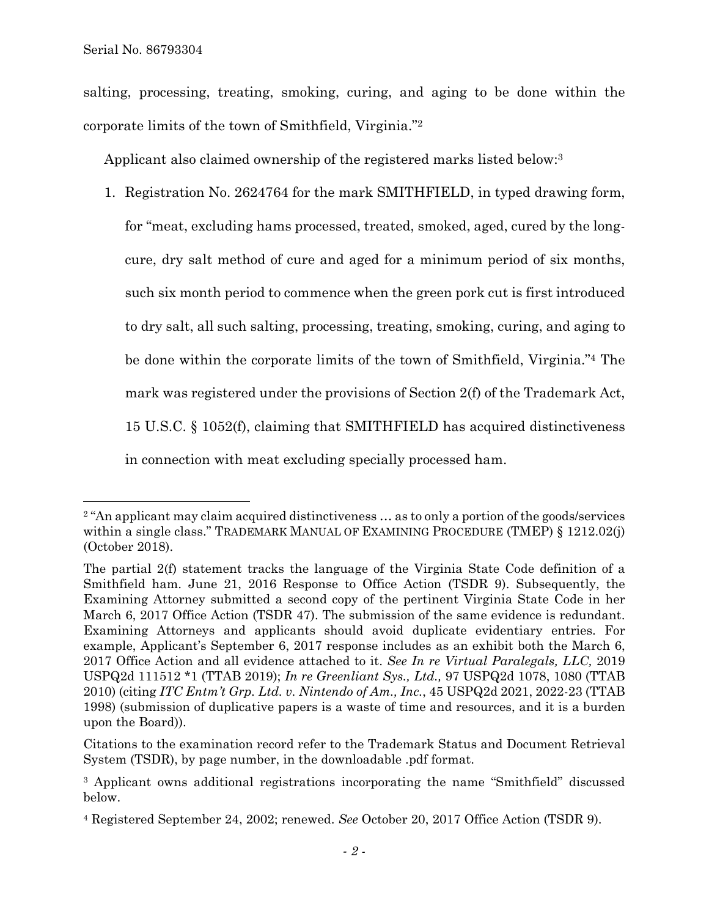salting, processing, treating, smoking, curing, and aging to be done within the corporate limits of the town of Smithfield, Virginia."[2]

Applicant also claimed ownership of the registered marks listed below:[3]

1. Registration No. 2624764 for the mark SMITHFIELD, in typed drawing form, for "meat, excluding hams processed, treated, smoked, aged, cured by the long-cure, dry salt method of cure and aged for a minimum period of six months, such six month period to commence when the green pork cut is first introduced to dry salt, all such salting, processing, treating, smoking, curing, and aging to be done within the corporate limits of the town of Smithfield, Virginia."[4] The mark was registered under the provisions of Section 2(f) of the Trademark Act, 15 U.S.C. § 1052(f), claiming that SMITHFIELD has acquired distinctiveness in connection with meat excluding specially processed ham.

---

[2] "An applicant may claim acquired distinctiveness … as to only a portion of the goods/services within a single class." TRADEMARK MANUAL OF EXAMINING PROCEDURE (TMEP) § 1212.02(j) (October 2018).

The partial 2(f) statement tracks the language of the Virginia State Code definition of a Smithfield ham. June 21, 2016 Response to Office Action (TSDR 9). Subsequently, the Examining Attorney submitted a second copy of the pertinent Virginia State Code in her March 6, 2017 Office Action (TSDR 47). The submission of the same evidence is redundant. Examining Attorneys and applicants should avoid duplicate evidentiary entries. For example, Applicant's September 6, 2017 response includes as an exhibit both the March 6, 2017 Office Action and all evidence attached to it. *See In re Virtual Paralegals, LLC,* 2019 USPQ2d 111512 *1 (TTAB 2019); *In re Greenliant Sys., Ltd.,* 97 USPQ2d 1078, 1080 (TTAB 2010) (citing *ITC Entm't Grp. Ltd. v. Nintendo of Am., Inc.*, 45 USPQ2d 2021, 2022-23 (TTAB 1998) (submission of duplicative papers is a waste of time and resources, and it is a burden upon the Board)).

Citations to the examination record refer to the Trademark Status and Document Retrieval System (TSDR), by page number, in the downloadable .pdf format.

[3] Applicant owns additional registrations incorporating the name "Smithfield" discussed below.

[4] Registered September 24, 2002; renewed. *See* October 20, 2017 Office Action (TSDR 9).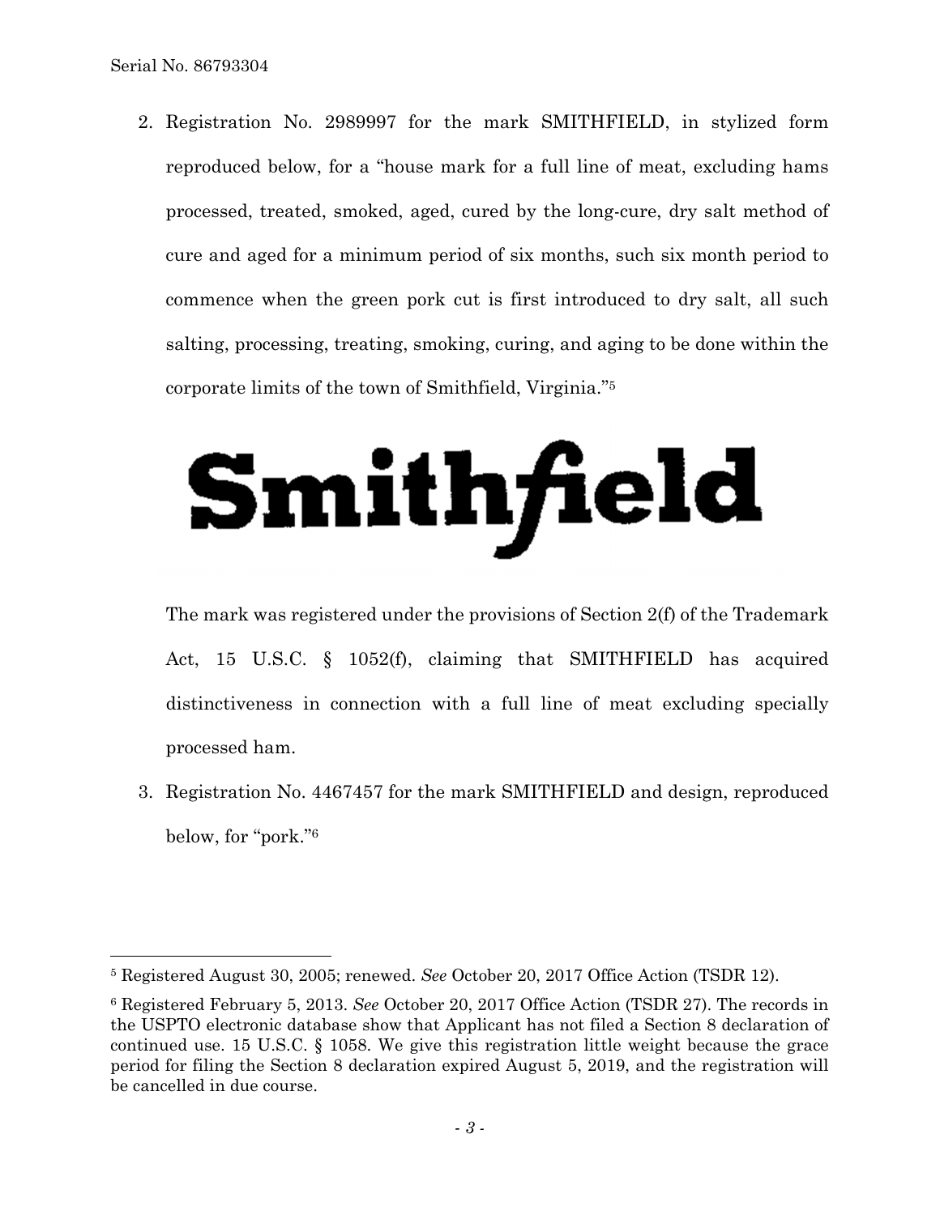2. Registration No. 2989997 for the mark SMITHFIELD, in stylized form reproduced below, for a "house mark for a full line of meat, excluding hams processed, treated, smoked, aged, cured by the long-cure, dry salt method of cure and aged for a minimum period of six months, such six month period to commence when the green pork cut is first introduced to dry salt, all such salting, processing, treating, smoking, curing, and aging to be done within the corporate limits of the town of Smithfield, Virginia."[5]

   Smithfield

   The mark was registered under the provisions of Section 2(f) of the Trademark Act, 15 U.S.C. § 1052(f), claiming that SMITHFIELD has acquired distinctiveness in connection with a full line of meat excluding specially processed ham.

3. Registration No. 4467457 for the mark SMITHFIELD and design, reproduced below, for "pork."[6]

---

[5] Registered August 30, 2005; renewed. *See* October 20, 2017 Office Action (TSDR 12).

[6] Registered February 5, 2013. *See* October 20, 2017 Office Action (TSDR 27). The records in the USPTO electronic database show that Applicant has not filed a Section 8 declaration of continued use. 15 U.S.C. § 1058. We give this registration little weight because the grace period for filing the Section 8 declaration expired August 5, 2019, and the registration will be cancelled in due course.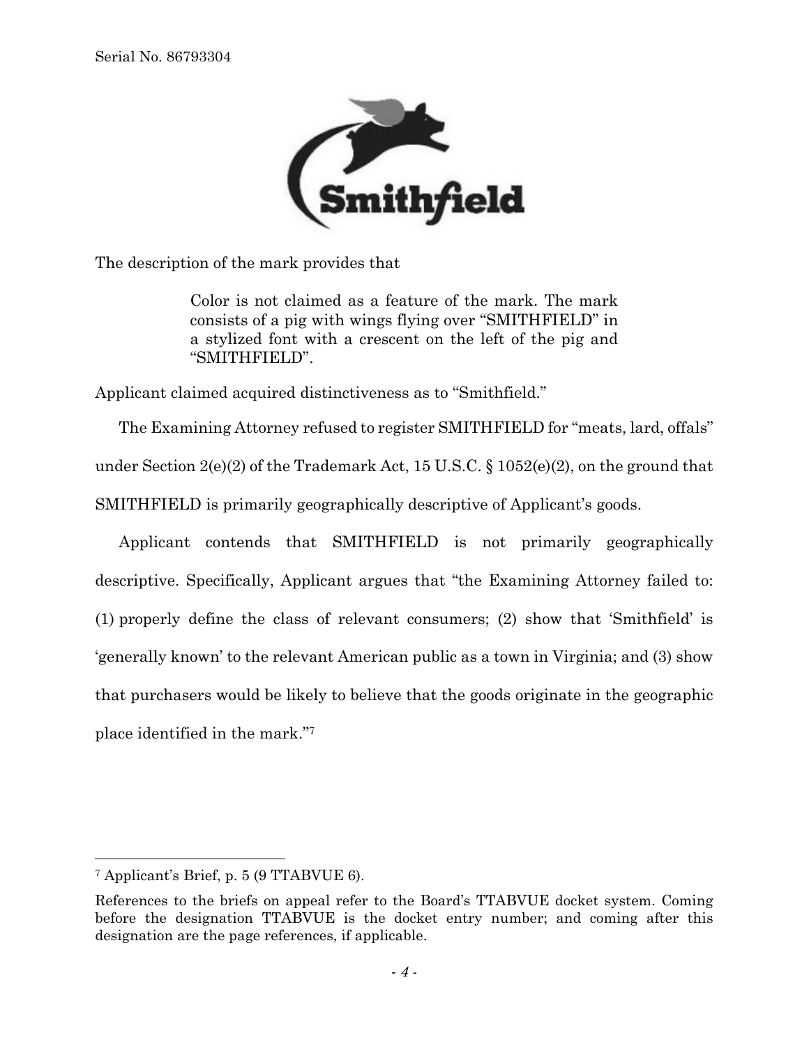The description of the mark provides that

> Color is not claimed as a feature of the mark. The mark consists of a pig with wings flying over "SMITHFIELD" in a stylized font with a crescent on the left of the pig and "SMITHFIELD".

Applicant claimed acquired distinctiveness as to "Smithfield."

The Examining Attorney refused to register SMITHFIELD for "meats, lard, offals" under Section 2(e)(2) of the Trademark Act, 15 U.S.C. § 1052(e)(2), on the ground that SMITHFIELD is primarily geographically descriptive of Applicant's goods.

Applicant contends that SMITHFIELD is not primarily geographically descriptive. Specifically, Applicant argues that "the Examining Attorney failed to: (1) properly define the class of relevant consumers; (2) show that 'Smithfield' is 'generally known' to the relevant American public as a town in Virginia; and (3) show that purchasers would be likely to believe that the goods originate in the geographic place identified in the mark."[7]

---

[7] Applicant's Brief, p. 5 (9 TTABVUE 6).

References to the briefs on appeal refer to the Board's TTABVUE docket system. Coming before the designation TTABVUE is the docket entry number; and coming after this designation are the page references, if applicable.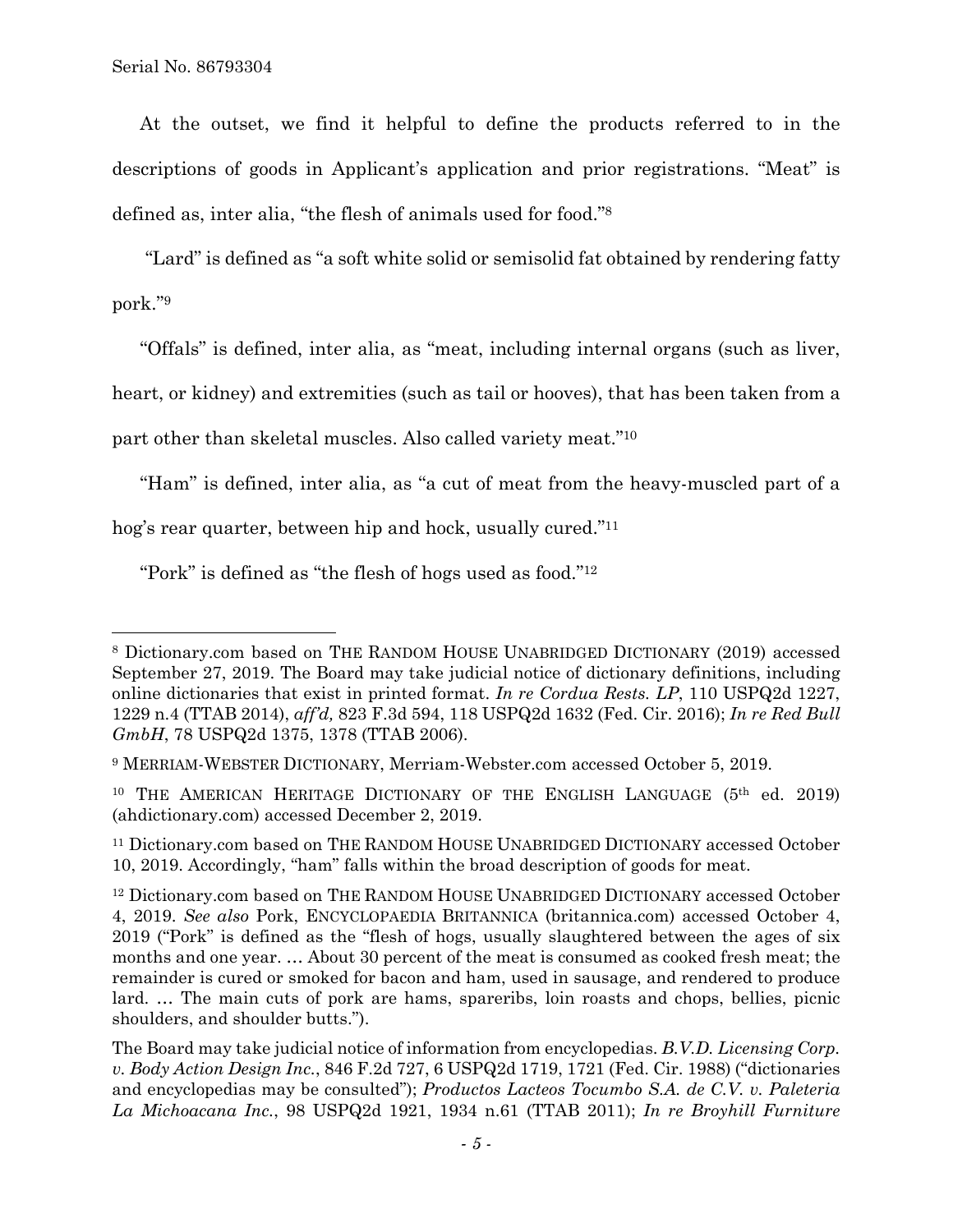At the outset, we find it helpful to define the products referred to in the descriptions of goods in Applicant's application and prior registrations. "Meat" is defined as, inter alia, "the flesh of animals used for food."[8]

"Lard" is defined as "a soft white solid or semisolid fat obtained by rendering fatty pork."[9]

"Offals" is defined, inter alia, as "meat, including internal organs (such as liver, heart, or kidney) and extremities (such as tail or hooves), that has been taken from a part other than skeletal muscles. Also called variety meat."[10]

"Ham" is defined, inter alia, as "a cut of meat from the heavy-muscled part of a hog's rear quarter, between hip and hock, usually cured."[11]

"Pork" is defined as "the flesh of hogs used as food."[12]

---

[8] Dictionary.com based on THE RANDOM HOUSE UNABRIDGED DICTIONARY (2019) accessed September 27, 2019. The Board may take judicial notice of dictionary definitions, including online dictionaries that exist in printed format. *In re Cordua Rests. LP*, 110 USPQ2d 1227, 1229 n.4 (TTAB 2014), *aff'd,* 823 F.3d 594, 118 USPQ2d 1632 (Fed. Cir. 2016); *In re Red Bull GmbH*, 78 USPQ2d 1375, 1378 (TTAB 2006).

[9] MERRIAM-WEBSTER DICTIONARY, Merriam-Webster.com accessed October 5, 2019.

[10] THE AMERICAN HERITAGE DICTIONARY OF THE ENGLISH LANGUAGE (5th ed. 2019) (ahdictionary.com) accessed December 2, 2019.

[11] Dictionary.com based on THE RANDOM HOUSE UNABRIDGED DICTIONARY accessed October 10, 2019. Accordingly, "ham" falls within the broad description of goods for meat.

[12] Dictionary.com based on THE RANDOM HOUSE UNABRIDGED DICTIONARY accessed October 4, 2019. *See also* Pork, ENCYCLOPAEDIA BRITANNICA (britannica.com) accessed October 4, 2019 ("Pork" is defined as the "flesh of hogs, usually slaughtered between the ages of six months and one year. … About 30 percent of the meat is consumed as cooked fresh meat; the remainder is cured or smoked for bacon and ham, used in sausage, and rendered to produce lard. … The main cuts of pork are hams, spareribs, loin roasts and chops, bellies, picnic shoulders, and shoulder butts.").

The Board may take judicial notice of information from encyclopedias. *B.V.D. Licensing Corp. v. Body Action Design Inc.*, 846 F.2d 727, 6 USPQ2d 1719, 1721 (Fed. Cir. 1988) ("dictionaries and encyclopedias may be consulted"); *Productos Lacteos Tocumbo S.A. de C.V. v. Paleteria La Michoacana Inc.*, 98 USPQ2d 1921, 1934 n.61 (TTAB 2011); *In re Broyhill Furniture*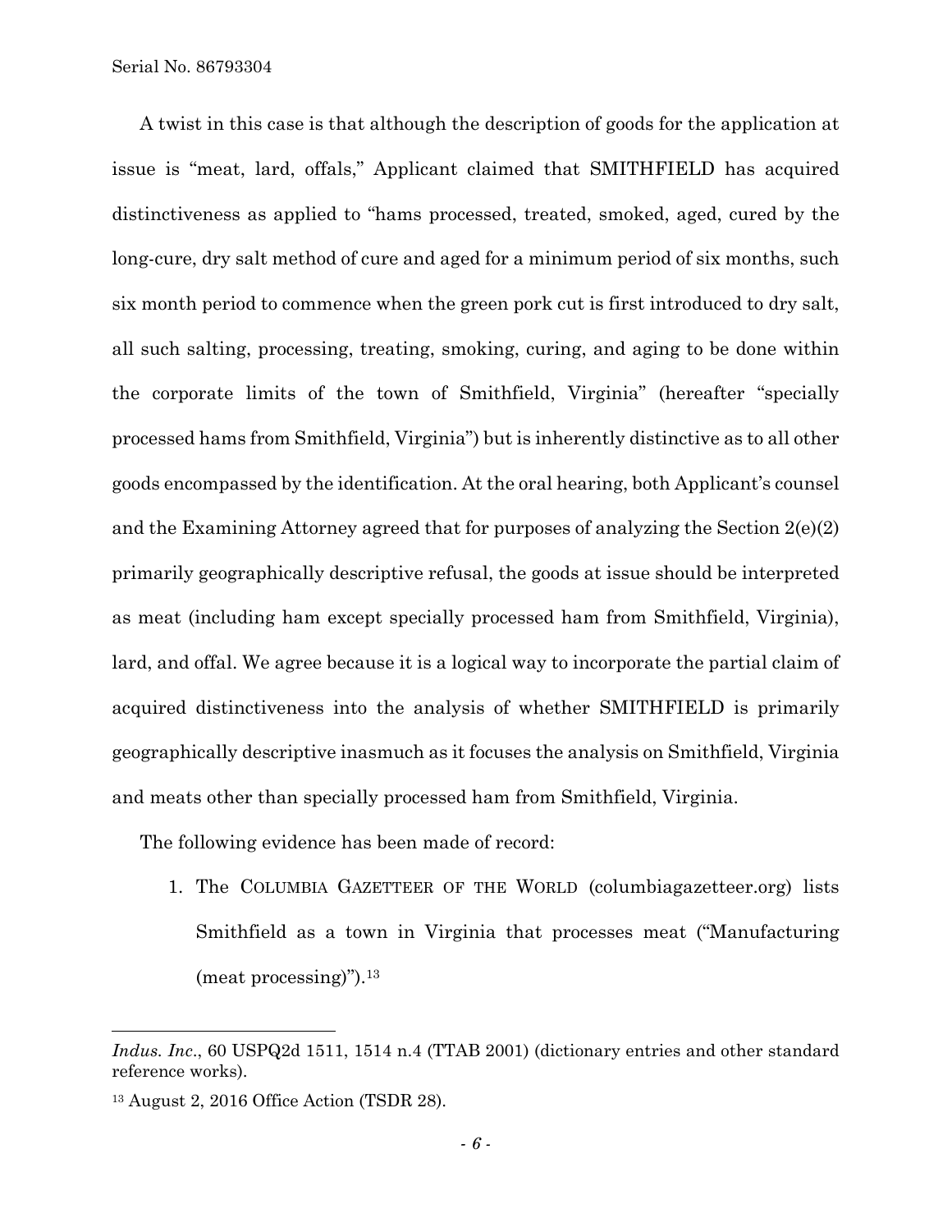A twist in this case is that although the description of goods for the application at issue is "meat, lard, offals," Applicant claimed that SMITHFIELD has acquired distinctiveness as applied to "hams processed, treated, smoked, aged, cured by the long-cure, dry salt method of cure and aged for a minimum period of six months, such six month period to commence when the green pork cut is first introduced to dry salt, all such salting, processing, treating, smoking, curing, and aging to be done within the corporate limits of the town of Smithfield, Virginia" (hereafter "specially processed hams from Smithfield, Virginia") but is inherently distinctive as to all other goods encompassed by the identification. At the oral hearing, both Applicant's counsel and the Examining Attorney agreed that for purposes of analyzing the Section 2(e)(2) primarily geographically descriptive refusal, the goods at issue should be interpreted as meat (including ham except specially processed ham from Smithfield, Virginia), lard, and offal. We agree because it is a logical way to incorporate the partial claim of acquired distinctiveness into the analysis of whether SMITHFIELD is primarily geographically descriptive inasmuch as it focuses the analysis on Smithfield, Virginia and meats other than specially processed ham from Smithfield, Virginia.

The following evidence has been made of record:

1. The COLUMBIA GAZETTEER OF THE WORLD (columbiagazetteer.org) lists Smithfield as a town in Virginia that processes meat ("Manufacturing (meat processing)").[13]

---

*Indus. Inc*., 60 USPQ2d 1511, 1514 n.4 (TTAB 2001) (dictionary entries and other standard reference works).

[13] August 2, 2016 Office Action (TSDR 28).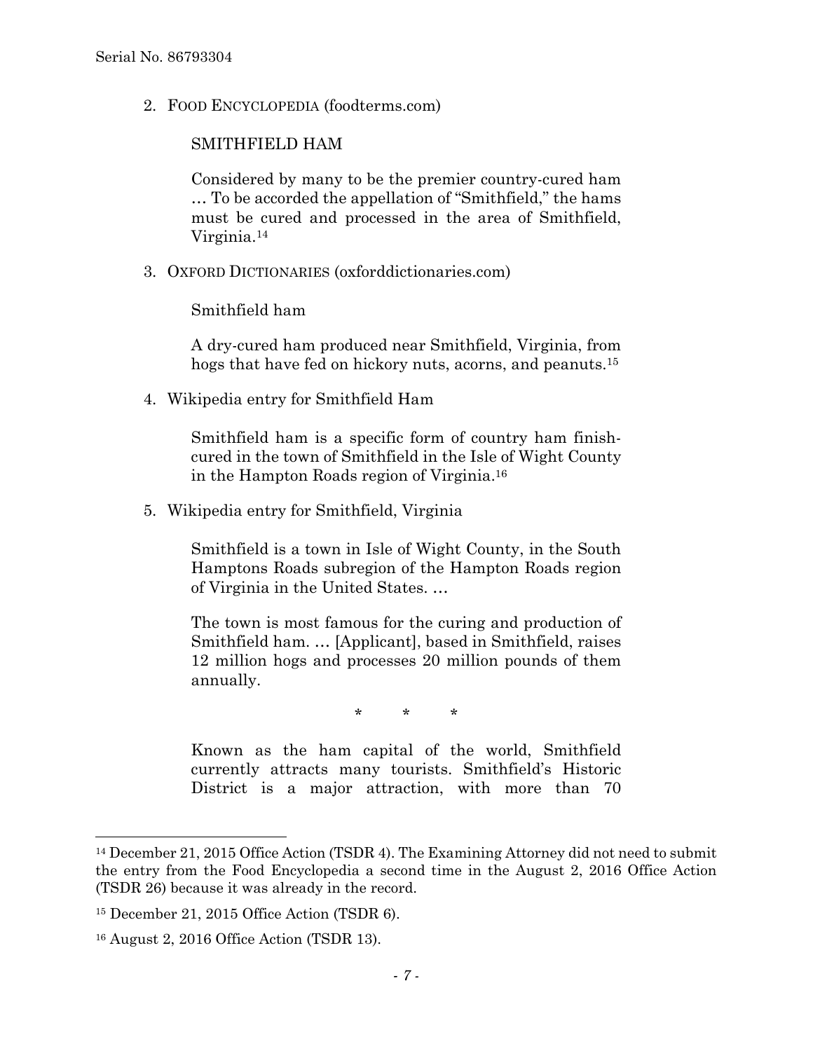2. FOOD ENCYCLOPEDIA (foodterms.com)

   SMITHFIELD HAM

   > Considered by many to be the premier country-cured ham … To be accorded the appellation of "Smithfield," the hams must be cured and processed in the area of Smithfield, Virginia.[14]

3. OXFORD DICTIONARIES (oxforddictionaries.com)

   Smithfield ham

   > A dry-cured ham produced near Smithfield, Virginia, from hogs that have fed on hickory nuts, acorns, and peanuts.[15]

4. Wikipedia entry for Smithfield Ham

   > Smithfield ham is a specific form of country ham finish-cured in the town of Smithfield in the Isle of Wight County in the Hampton Roads region of Virginia.[16]

5. Wikipedia entry for Smithfield, Virginia

   > Smithfield is a town in Isle of Wight County, in the South Hamptons Roads subregion of the Hampton Roads region of Virginia in the United States. …
   >
   > The town is most famous for the curing and production of Smithfield ham. … [Applicant], based in Smithfield, raises 12 million hogs and processes 20 million pounds of them annually.
   >
   > \* \* \*
   >
   > Known as the ham capital of the world, Smithfield currently attracts many tourists. Smithfield's Historic District is a major attraction, with more than 70

---

[14] December 21, 2015 Office Action (TSDR 4). The Examining Attorney did not need to submit the entry from the Food Encyclopedia a second time in the August 2, 2016 Office Action (TSDR 26) because it was already in the record.

[15] December 21, 2015 Office Action (TSDR 6).

[16] August 2, 2016 Office Action (TSDR 13).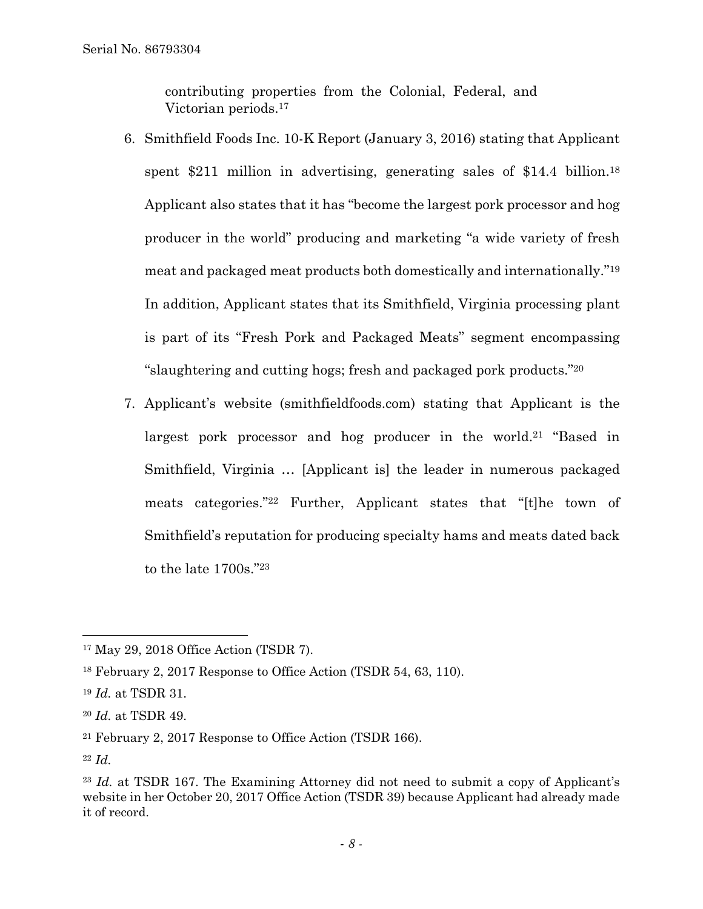contributing properties from the Colonial, Federal, and Victorian periods.[17]

6. Smithfield Foods Inc. 10-K Report (January 3, 2016) stating that Applicant spent $211 million in advertising, generating sales of $14.4 billion.[18] Applicant also states that it has "become the largest pork processor and hog producer in the world" producing and marketing "a wide variety of fresh meat and packaged meat products both domestically and internationally."[19] In addition, Applicant states that its Smithfield, Virginia processing plant is part of its "Fresh Pork and Packaged Meats" segment encompassing "slaughtering and cutting hogs; fresh and packaged pork products."[20]

7. Applicant's website (smithfieldfoods.com) stating that Applicant is the largest pork processor and hog producer in the world.[21] "Based in Smithfield, Virginia … [Applicant is] the leader in numerous packaged meats categories."[22] Further, Applicant states that "[t]he town of Smithfield's reputation for producing specialty hams and meats dated back to the late 1700s."[23]

---

[17] May 29, 2018 Office Action (TSDR 7).

[18] February 2, 2017 Response to Office Action (TSDR 54, 63, 110).

[19] *Id.* at TSDR 31.

[20] *Id.* at TSDR 49.

[21] February 2, 2017 Response to Office Action (TSDR 166).

[22] *Id.*

[23] *Id.* at TSDR 167. The Examining Attorney did not need to submit a copy of Applicant's website in her October 20, 2017 Office Action (TSDR 39) because Applicant had already made it of record.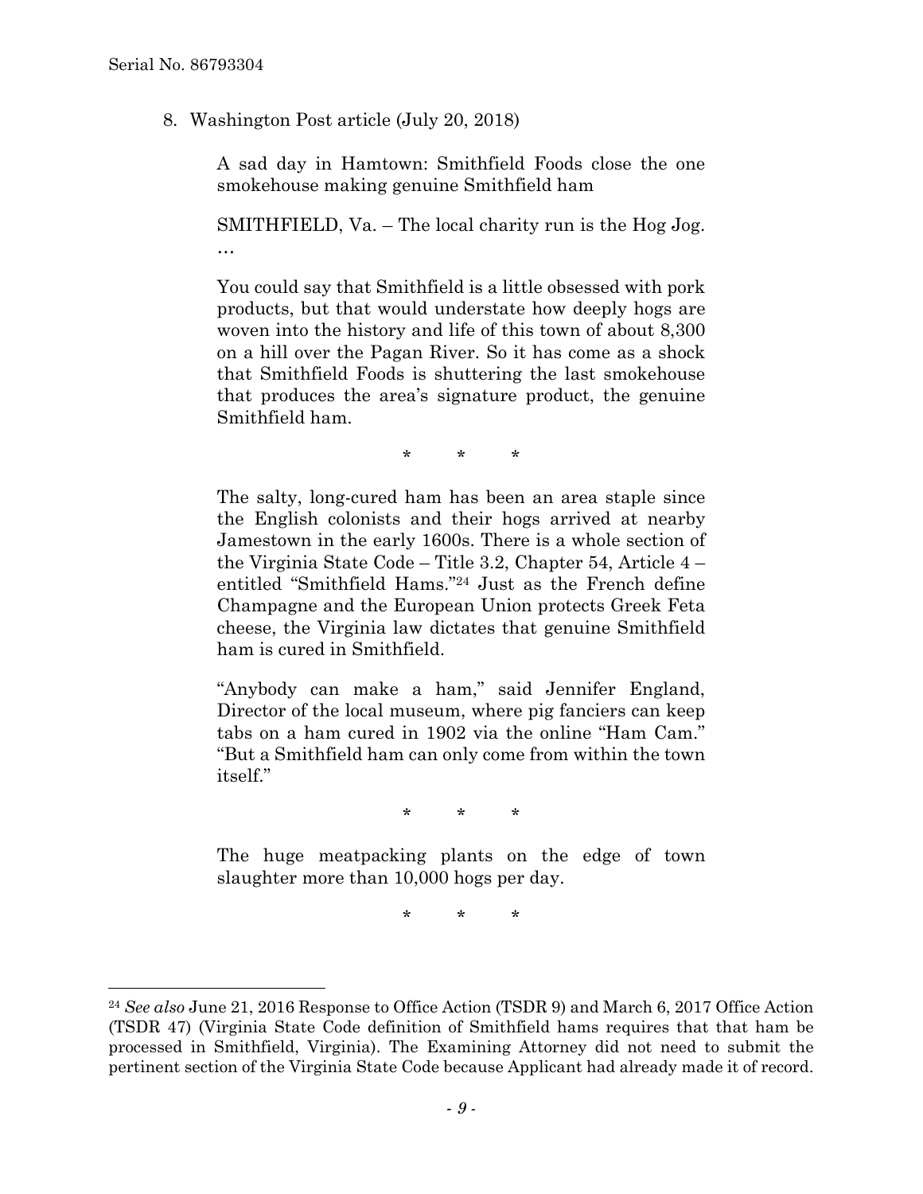8. Washington Post article (July 20, 2018)

> A sad day in Hamtown: Smithfield Foods close the one smokehouse making genuine Smithfield ham
>
> SMITHFIELD, Va. – The local charity run is the Hog Jog. …
>
> You could say that Smithfield is a little obsessed with pork products, but that would understate how deeply hogs are woven into the history and life of this town of about 8,300 on a hill over the Pagan River. So it has come as a shock that Smithfield Foods is shuttering the last smokehouse that produces the area's signature product, the genuine Smithfield ham.
>
> \* \* \*
>
> The salty, long-cured ham has been an area staple since the English colonists and their hogs arrived at nearby Jamestown in the early 1600s. There is a whole section of the Virginia State Code – Title 3.2, Chapter 54, Article 4 – entitled "Smithfield Hams."[24] Just as the French define Champagne and the European Union protects Greek Feta cheese, the Virginia law dictates that genuine Smithfield ham is cured in Smithfield.
>
> "Anybody can make a ham," said Jennifer England, Director of the local museum, where pig fanciers can keep tabs on a ham cured in 1902 via the online "Ham Cam." "But a Smithfield ham can only come from within the town itself."
>
> \* \* \*
>
> The huge meatpacking plants on the edge of town slaughter more than 10,000 hogs per day.
>
> \* \* \*

---

[24] *See also* June 21, 2016 Response to Office Action (TSDR 9) and March 6, 2017 Office Action (TSDR 47) (Virginia State Code definition of Smithfield hams requires that that ham be processed in Smithfield, Virginia). The Examining Attorney did not need to submit the pertinent section of the Virginia State Code because Applicant had already made it of record.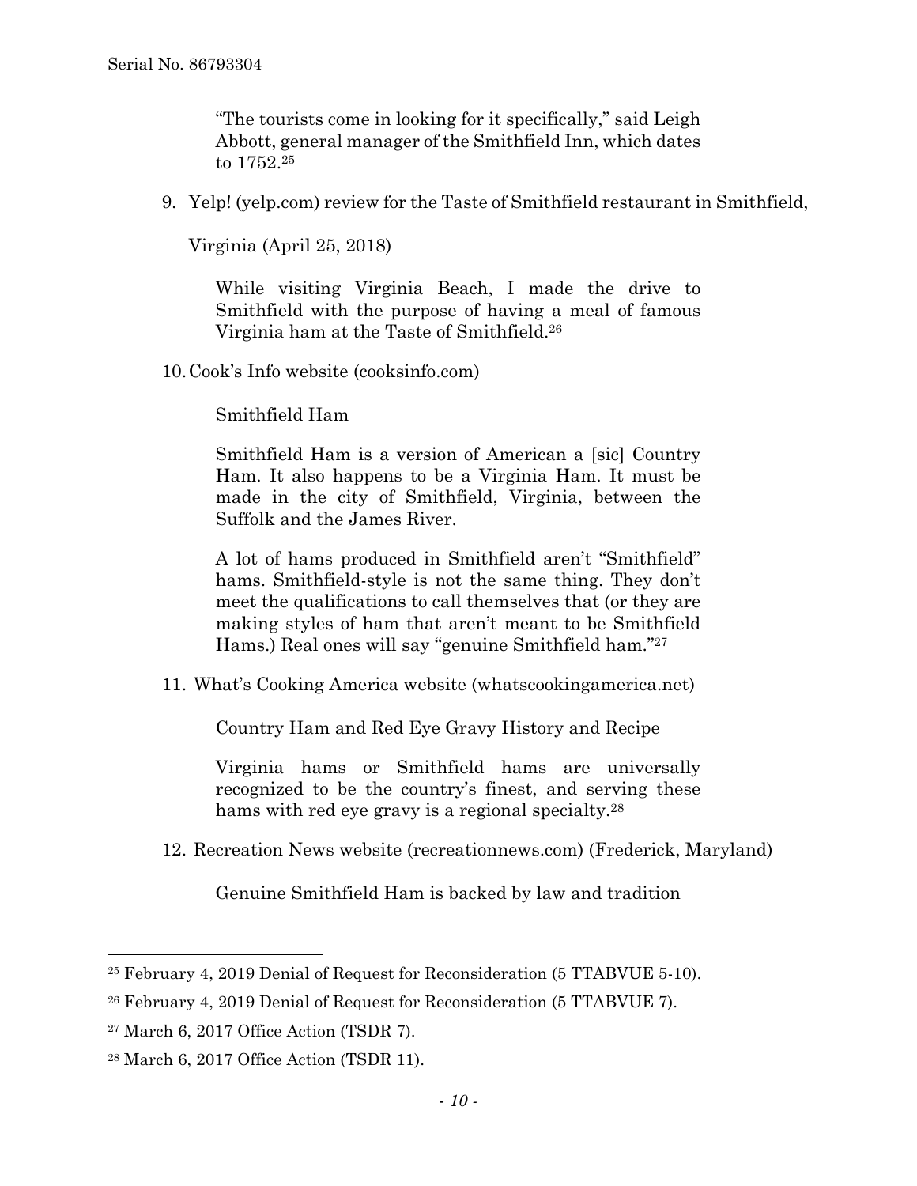> "The tourists come in looking for it specifically," said Leigh Abbott, general manager of the Smithfield Inn, which dates to 1752.[25]

9. Yelp! (yelp.com) review for the Taste of Smithfield restaurant in Smithfield, Virginia (April 25, 2018)

> While visiting Virginia Beach, I made the drive to Smithfield with the purpose of having a meal of famous Virginia ham at the Taste of Smithfield.[26]

10. Cook's Info website (cooksinfo.com)

> Smithfield Ham
>
> Smithfield Ham is a version of American a [sic] Country Ham. It also happens to be a Virginia Ham. It must be made in the city of Smithfield, Virginia, between the Suffolk and the James River.
>
> A lot of hams produced in Smithfield aren't "Smithfield" hams. Smithfield-style is not the same thing. They don't meet the qualifications to call themselves that (or they are making styles of ham that aren't meant to be Smithfield Hams.) Real ones will say "genuine Smithfield ham."[27]

11. What's Cooking America website (whatscookingamerica.net)

> Country Ham and Red Eye Gravy History and Recipe
>
> Virginia hams or Smithfield hams are universally recognized to be the country's finest, and serving these hams with red eye gravy is a regional specialty.[28]

12. Recreation News website (recreationnews.com) (Frederick, Maryland)

> Genuine Smithfield Ham is backed by law and tradition

---

[25] February 4, 2019 Denial of Request for Reconsideration (5 TTABVUE 5-10).

[26] February 4, 2019 Denial of Request for Reconsideration (5 TTABVUE 7).

[27] March 6, 2017 Office Action (TSDR 7).

[28] March 6, 2017 Office Action (TSDR 11).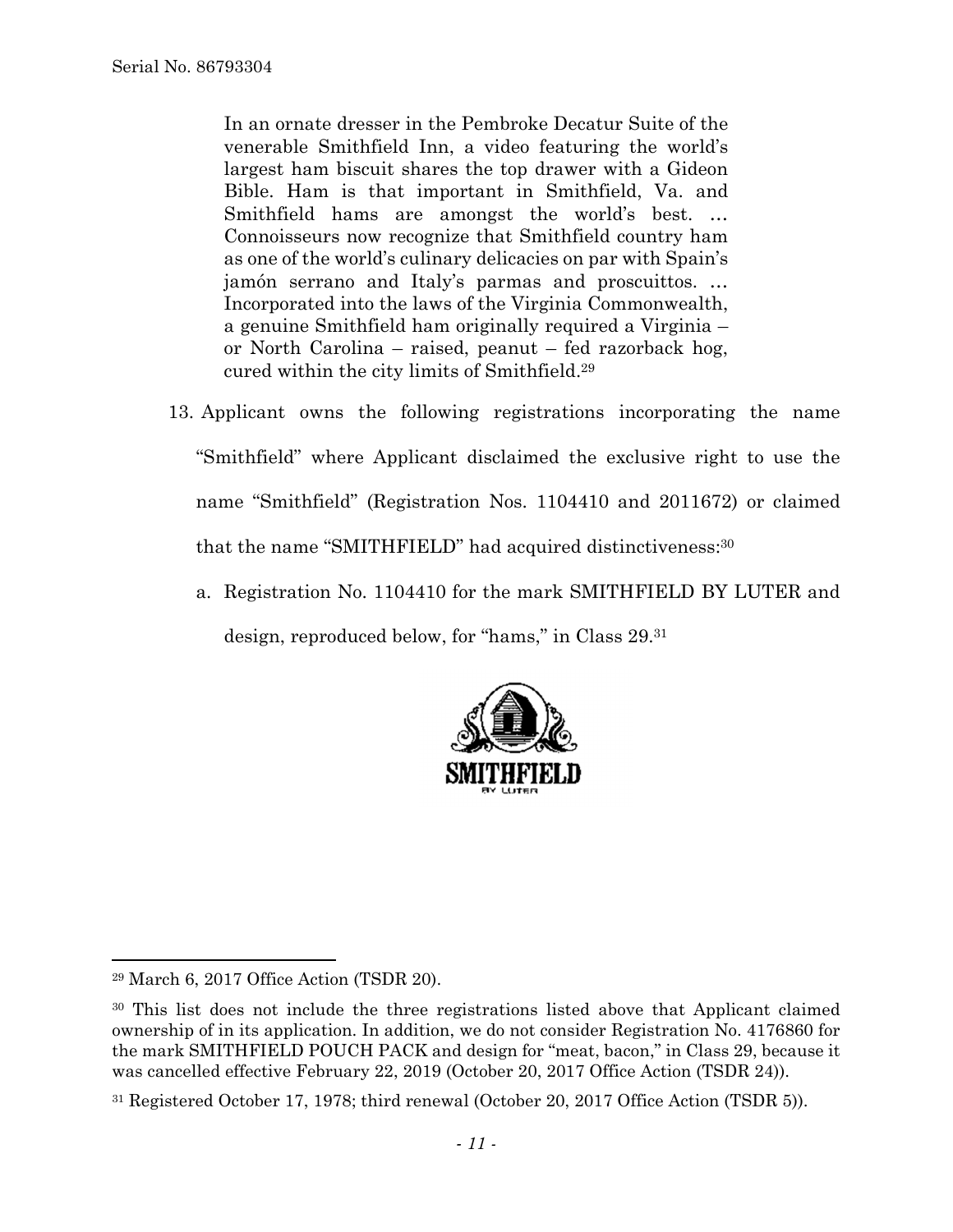> In an ornate dresser in the Pembroke Decatur Suite of the venerable Smithfield Inn, a video featuring the world's largest ham biscuit shares the top drawer with a Gideon Bible. Ham is that important in Smithfield, Va. and Smithfield hams are amongst the world's best. … Connoisseurs now recognize that Smithfield country ham as one of the world's culinary delicacies on par with Spain's jamón serrano and Italy's parmas and proscuittos. … Incorporated into the laws of the Virginia Commonwealth, a genuine Smithfield ham originally required a Virginia – or North Carolina – raised, peanut – fed razorback hog, cured within the city limits of Smithfield.[29]

13. Applicant owns the following registrations incorporating the name "Smithfield" where Applicant disclaimed the exclusive right to use the name "Smithfield" (Registration Nos. 1104410 and 2011672) or claimed that the name "SMITHFIELD" had acquired distinctiveness:[30]

    a. Registration No. 1104410 for the mark SMITHFIELD BY LUTER and design, reproduced below, for "hams," in Class 29.[31]

---

[29] March 6, 2017 Office Action (TSDR 20).

[30] This list does not include the three registrations listed above that Applicant claimed ownership of in its application. In addition, we do not consider Registration No. 4176860 for the mark SMITHFIELD POUCH PACK and design for "meat, bacon," in Class 29, because it was cancelled effective February 22, 2019 (October 20, 2017 Office Action (TSDR 24)).

[31] Registered October 17, 1978; third renewal (October 20, 2017 Office Action (TSDR 5)).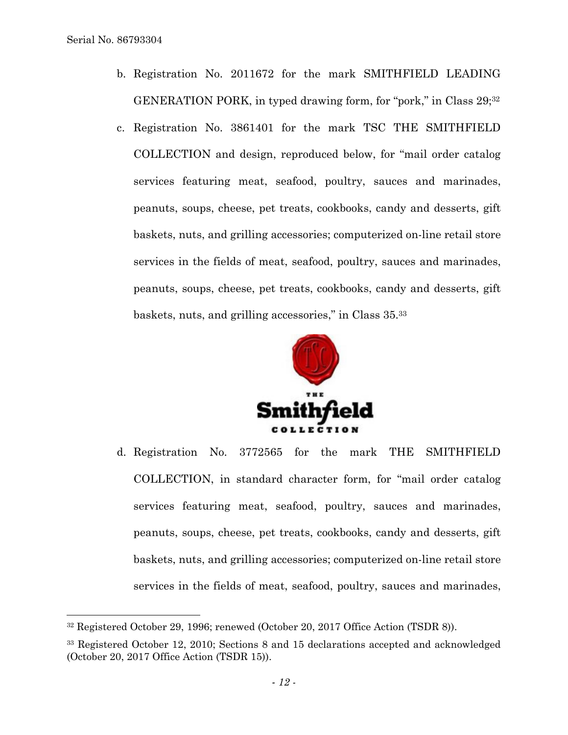b. Registration No. 2011672 for the mark SMITHFIELD LEADING GENERATION PORK, in typed drawing form, for "pork," in Class 29;[32]

c. Registration No. 3861401 for the mark TSC THE SMITHFIELD COLLECTION and design, reproduced below, for "mail order catalog services featuring meat, seafood, poultry, sauces and marinades, peanuts, soups, cheese, pet treats, cookbooks, candy and desserts, gift baskets, nuts, and grilling accessories; computerized on-line retail store services in the fields of meat, seafood, poultry, sauces and marinades, peanuts, soups, cheese, pet treats, cookbooks, candy and desserts, gift baskets, nuts, and grilling accessories," in Class 35.[33]

d. Registration No. 3772565 for the mark THE SMITHFIELD COLLECTION, in standard character form, for "mail order catalog services featuring meat, seafood, poultry, sauces and marinades, peanuts, soups, cheese, pet treats, cookbooks, candy and desserts, gift baskets, nuts, and grilling accessories; computerized on-line retail store services in the fields of meat, seafood, poultry, sauces and marinades,

---

[32] Registered October 29, 1996; renewed (October 20, 2017 Office Action (TSDR 8)).

[33] Registered October 12, 2010; Sections 8 and 15 declarations accepted and acknowledged (October 20, 2017 Office Action (TSDR 15)).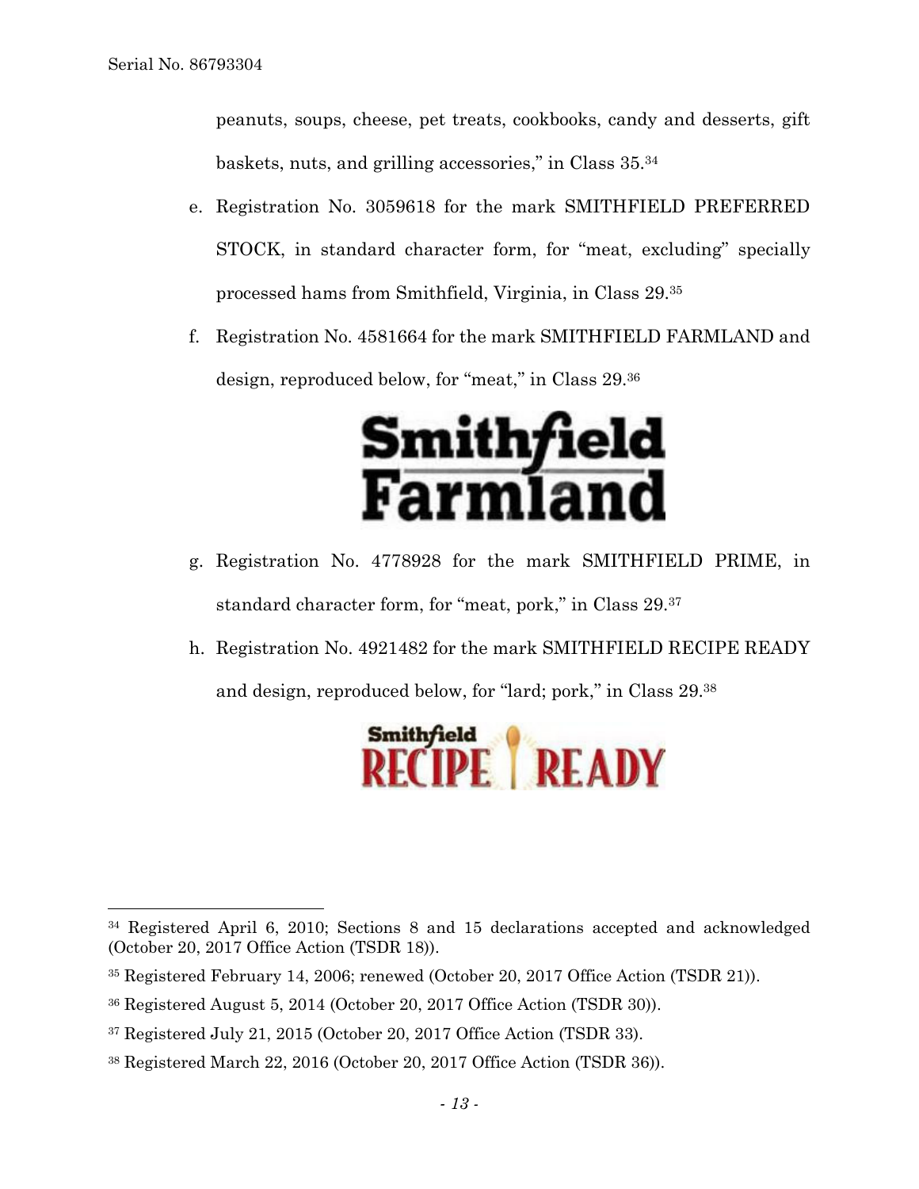peanuts, soups, cheese, pet treats, cookbooks, candy and desserts, gift baskets, nuts, and grilling accessories," in Class 35.[34]

e. Registration No. 3059618 for the mark SMITHFIELD PREFERRED STOCK, in standard character form, for "meat, excluding" specially processed hams from Smithfield, Virginia, in Class 29.[35]

f. Registration No. 4581664 for the mark SMITHFIELD FARMLAND and design, reproduced below, for "meat," in Class 29.[36]

g. Registration No. 4778928 for the mark SMITHFIELD PRIME, in standard character form, for "meat, pork," in Class 29.[37]

h. Registration No. 4921482 for the mark SMITHFIELD RECIPE READY and design, reproduced below, for "lard; pork," in Class 29.[38]

---

[34] Registered April 6, 2010; Sections 8 and 15 declarations accepted and acknowledged (October 20, 2017 Office Action (TSDR 18)).

[35] Registered February 14, 2006; renewed (October 20, 2017 Office Action (TSDR 21)).

[36] Registered August 5, 2014 (October 20, 2017 Office Action (TSDR 30)).

[37] Registered July 21, 2015 (October 20, 2017 Office Action (TSDR 33).

[38] Registered March 22, 2016 (October 20, 2017 Office Action (TSDR 36)).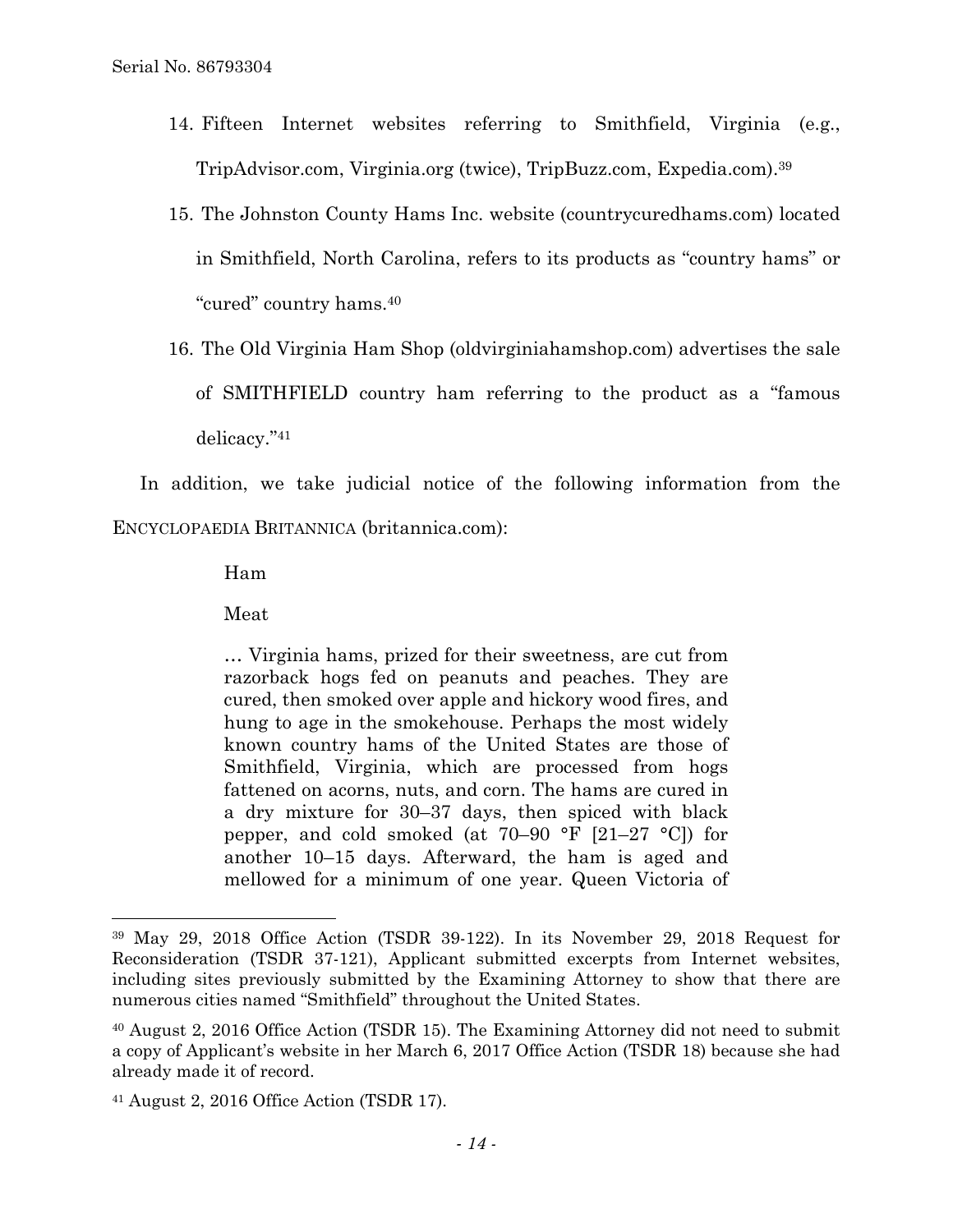14. Fifteen Internet websites referring to Smithfield, Virginia (e.g., TripAdvisor.com, Virginia.org (twice), TripBuzz.com, Expedia.com).[39]

15. The Johnston County Hams Inc. website (countrycuredhams.com) located in Smithfield, North Carolina, refers to its products as "country hams" or "cured" country hams.[40]

16. The Old Virginia Ham Shop (oldvirginiahamshop.com) advertises the sale of SMITHFIELD country ham referring to the product as a "famous delicacy."[41]

In addition, we take judicial notice of the following information from the ENCYCLOPAEDIA BRITANNICA (britannica.com):

> Ham
>
> Meat
>
> … Virginia hams, prized for their sweetness, are cut from razorback hogs fed on peanuts and peaches. They are cured, then smoked over apple and hickory wood fires, and hung to age in the smokehouse. Perhaps the most widely known country hams of the United States are those of Smithfield, Virginia, which are processed from hogs fattened on acorns, nuts, and corn. The hams are cured in a dry mixture for 30–37 days, then spiced with black pepper, and cold smoked (at 70–90 °F [21–27 °C]) for another 10–15 days. Afterward, the ham is aged and mellowed for a minimum of one year. Queen Victoria of

---

[39] May 29, 2018 Office Action (TSDR 39-122). In its November 29, 2018 Request for Reconsideration (TSDR 37-121), Applicant submitted excerpts from Internet websites, including sites previously submitted by the Examining Attorney to show that there are numerous cities named "Smithfield" throughout the United States.

[40] August 2, 2016 Office Action (TSDR 15). The Examining Attorney did not need to submit a copy of Applicant's website in her March 6, 2017 Office Action (TSDR 18) because she had already made it of record.

[41] August 2, 2016 Office Action (TSDR 17).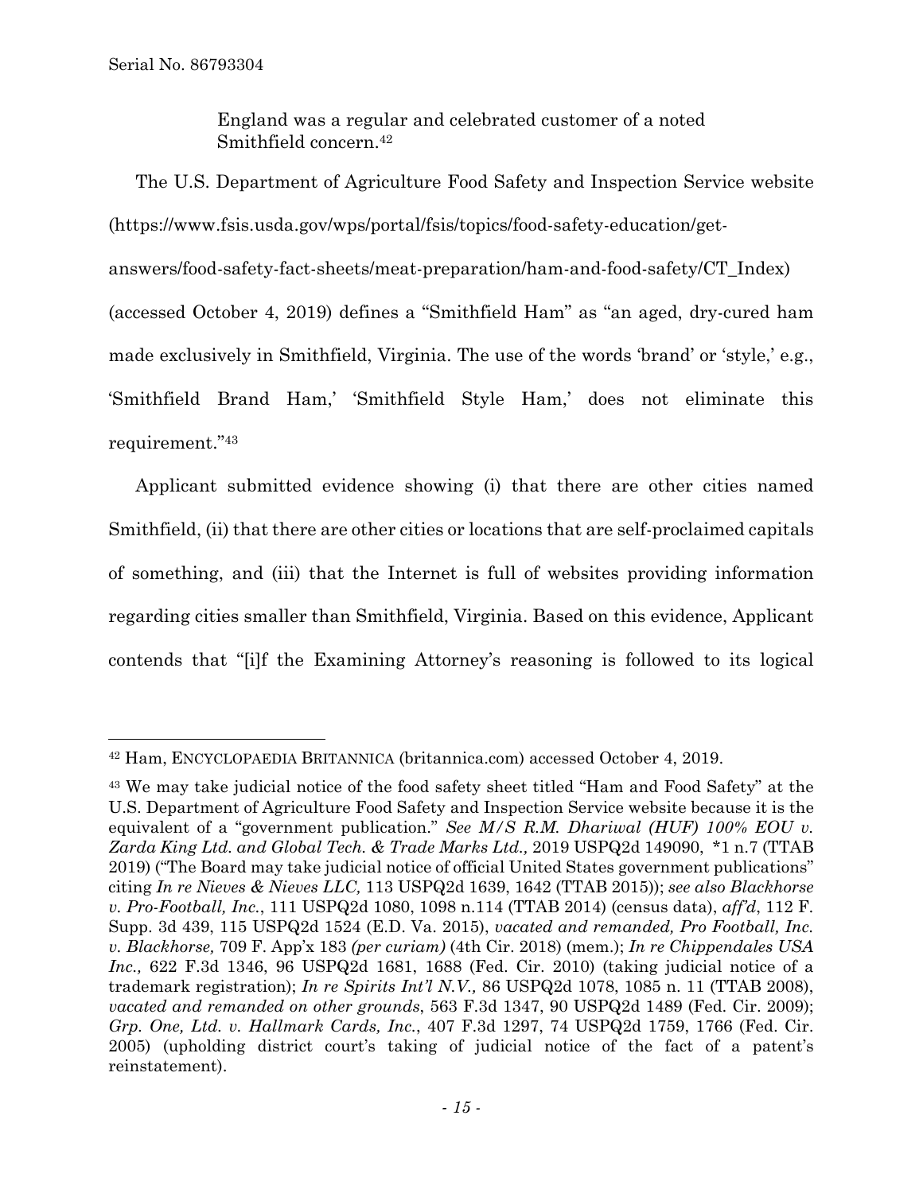> England was a regular and celebrated customer of a noted Smithfield concern.[42]

The U.S. Department of Agriculture Food Safety and Inspection Service website (https://www.fsis.usda.gov/wps/portal/fsis/topics/food-safety-education/get-answers/food-safety-fact-sheets/meat-preparation/ham-and-food-safety/CT_Index) (accessed October 4, 2019) defines a "Smithfield Ham" as "an aged, dry-cured ham made exclusively in Smithfield, Virginia. The use of the words 'brand' or 'style,' e.g., 'Smithfield Brand Ham,' 'Smithfield Style Ham,' does not eliminate this requirement."[43]

Applicant submitted evidence showing (i) that there are other cities named Smithfield, (ii) that there are other cities or locations that are self-proclaimed capitals of something, and (iii) that the Internet is full of websites providing information regarding cities smaller than Smithfield, Virginia. Based on this evidence, Applicant contends that "[i]f the Examining Attorney's reasoning is followed to its logical

---

[42] Ham, ENCYCLOPAEDIA BRITANNICA (britannica.com) accessed October 4, 2019.

[43] We may take judicial notice of the food safety sheet titled "Ham and Food Safety" at the U.S. Department of Agriculture Food Safety and Inspection Service website because it is the equivalent of a "government publication." *See M/S R.M. Dhariwal (HUF) 100% EOU v. Zarda King Ltd. and Global Tech. & Trade Marks Ltd.,* 2019 USPQ2d 149090, *1 n.7 (TTAB 2019) ("The Board may take judicial notice of official United States government publications" citing *In re Nieves & Nieves LLC,* 113 USPQ2d 1639, 1642 (TTAB 2015)); *see also Blackhorse v. Pro-Football, Inc.*, 111 USPQ2d 1080, 1098 n.114 (TTAB 2014) (census data), *aff'd*, 112 F. Supp. 3d 439, 115 USPQ2d 1524 (E.D. Va. 2015), *vacated and remanded, Pro Football, Inc. v. Blackhorse,* 709 F. App'x 183 *(per curiam)* (4th Cir. 2018) (mem.); *In re Chippendales USA Inc.,* 622 F.3d 1346, 96 USPQ2d 1681, 1688 (Fed. Cir. 2010) (taking judicial notice of a trademark registration); *In re Spirits Int'l N.V.,* 86 USPQ2d 1078, 1085 n. 11 (TTAB 2008), *vacated and remanded on other grounds*, 563 F.3d 1347, 90 USPQ2d 1489 (Fed. Cir. 2009); *Grp. One, Ltd. v. Hallmark Cards, Inc.*, 407 F.3d 1297, 74 USPQ2d 1759, 1766 (Fed. Cir. 2005) (upholding district court's taking of judicial notice of the fact of a patent's reinstatement).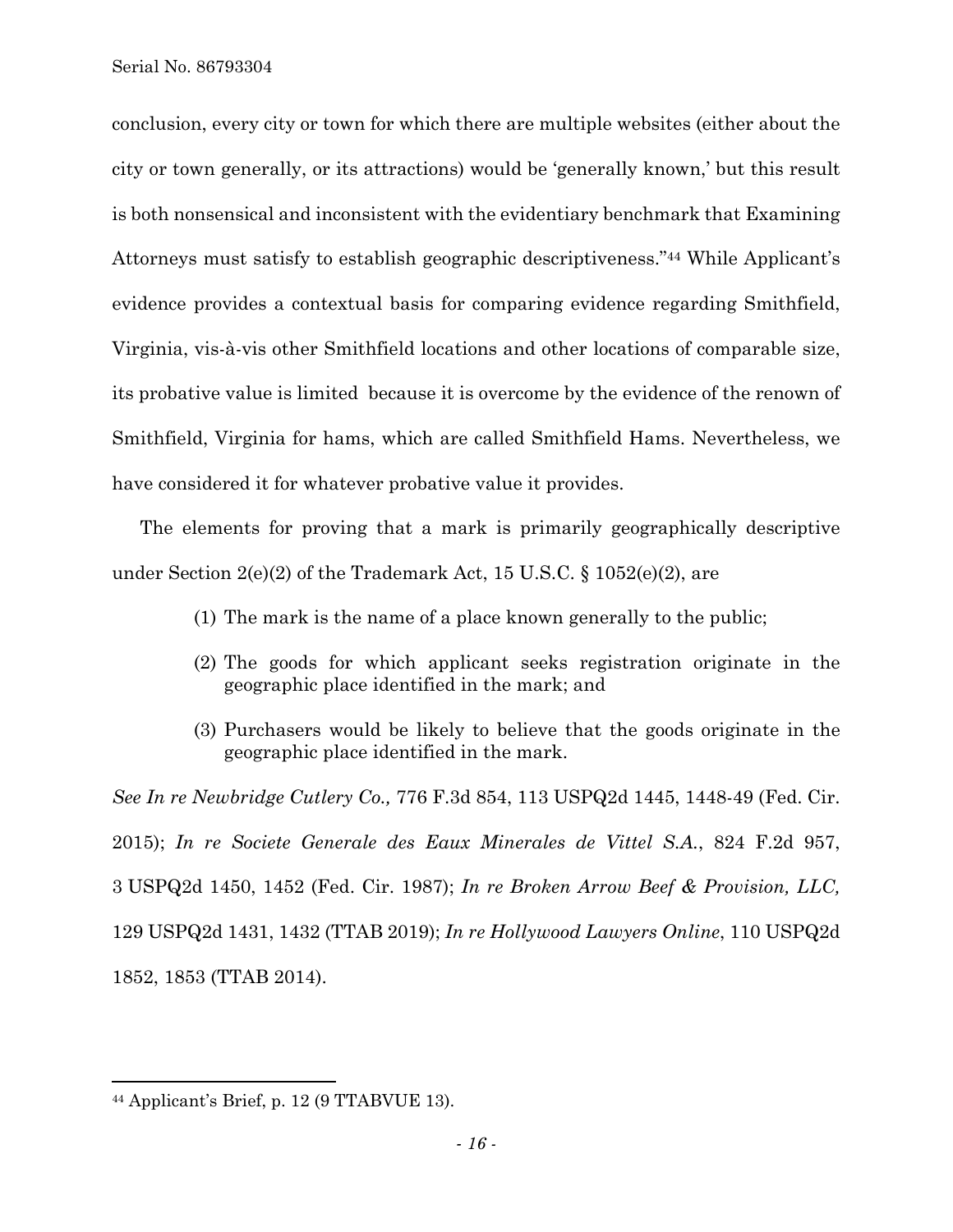conclusion, every city or town for which there are multiple websites (either about the city or town generally, or its attractions) would be 'generally known,' but this result is both nonsensical and inconsistent with the evidentiary benchmark that Examining Attorneys must satisfy to establish geographic descriptiveness."[44] While Applicant's evidence provides a contextual basis for comparing evidence regarding Smithfield, Virginia, vis-à-vis other Smithfield locations and other locations of comparable size, its probative value is limited because it is overcome by the evidence of the renown of Smithfield, Virginia for hams, which are called Smithfield Hams. Nevertheless, we have considered it for whatever probative value it provides.

The elements for proving that a mark is primarily geographically descriptive under Section 2(e)(2) of the Trademark Act, 15 U.S.C. § 1052(e)(2), are

(1) The mark is the name of a place known generally to the public;

(2) The goods for which applicant seeks registration originate in the geographic place identified in the mark; and

(3) Purchasers would be likely to believe that the goods originate in the geographic place identified in the mark.

*See In re Newbridge Cutlery Co.,* 776 F.3d 854, 113 USPQ2d 1445, 1448-49 (Fed. Cir. 2015); *In re Societe Generale des Eaux Minerales de Vittel S.A.*, 824 F.2d 957, 3 USPQ2d 1450, 1452 (Fed. Cir. 1987); *In re Broken Arrow Beef & Provision, LLC,* 129 USPQ2d 1431, 1432 (TTAB 2019); *In re Hollywood Lawyers Online*, 110 USPQ2d 1852, 1853 (TTAB 2014).

---

[44] Applicant's Brief, p. 12 (9 TTABVUE 13).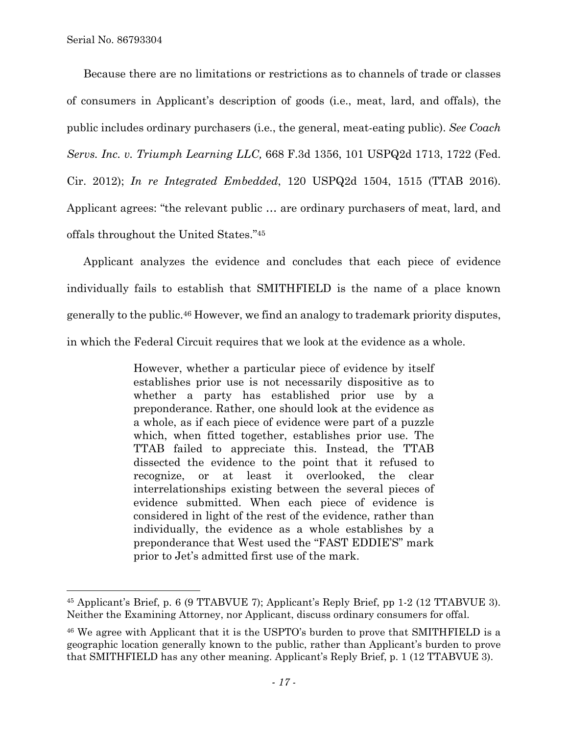Because there are no limitations or restrictions as to channels of trade or classes of consumers in Applicant's description of goods (i.e., meat, lard, and offals), the public includes ordinary purchasers (i.e., the general, meat-eating public). *See Coach Servs. Inc. v. Triumph Learning LLC,* 668 F.3d 1356, 101 USPQ2d 1713, 1722 (Fed. Cir. 2012); *In re Integrated Embedded*, 120 USPQ2d 1504, 1515 (TTAB 2016). Applicant agrees: "the relevant public … are ordinary purchasers of meat, lard, and offals throughout the United States."[45]

Applicant analyzes the evidence and concludes that each piece of evidence individually fails to establish that SMITHFIELD is the name of a place known generally to the public.[46] However, we find an analogy to trademark priority disputes, in which the Federal Circuit requires that we look at the evidence as a whole.

> However, whether a particular piece of evidence by itself establishes prior use is not necessarily dispositive as to whether a party has established prior use by a preponderance. Rather, one should look at the evidence as a whole, as if each piece of evidence were part of a puzzle which, when fitted together, establishes prior use. The TTAB failed to appreciate this. Instead, the TTAB dissected the evidence to the point that it refused to recognize, or at least it overlooked, the clear interrelationships existing between the several pieces of evidence submitted. When each piece of evidence is considered in light of the rest of the evidence, rather than individually, the evidence as a whole establishes by a preponderance that West used the "FAST EDDIE'S" mark prior to Jet's admitted first use of the mark.

---

[45] Applicant's Brief, p. 6 (9 TTABVUE 7); Applicant's Reply Brief, pp 1-2 (12 TTABVUE 3). Neither the Examining Attorney, nor Applicant, discuss ordinary consumers for offal.

[46] We agree with Applicant that it is the USPTO's burden to prove that SMITHFIELD is a geographic location generally known to the public, rather than Applicant's burden to prove that SMITHFIELD has any other meaning. Applicant's Reply Brief, p. 1 (12 TTABVUE 3).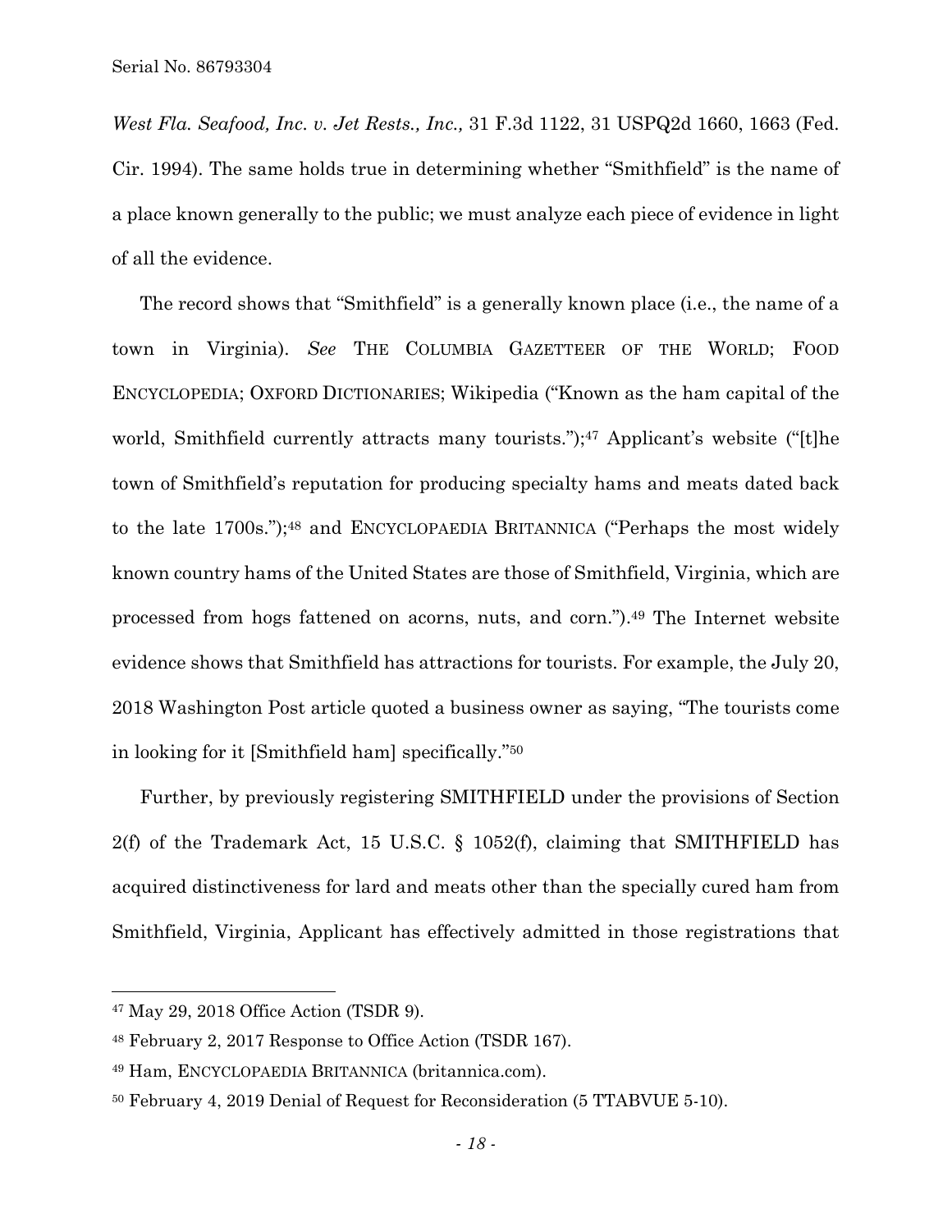*West Fla. Seafood, Inc. v. Jet Rests., Inc.,* 31 F.3d 1122, 31 USPQ2d 1660, 1663 (Fed. Cir. 1994). The same holds true in determining whether "Smithfield" is the name of a place known generally to the public; we must analyze each piece of evidence in light of all the evidence.

The record shows that "Smithfield" is a generally known place (i.e., the name of a town in Virginia). *See* THE COLUMBIA GAZETTEER OF THE WORLD; FOOD ENCYCLOPEDIA; OXFORD DICTIONARIES; Wikipedia ("Known as the ham capital of the world, Smithfield currently attracts many tourists.");[47] Applicant's website ("[t]he town of Smithfield's reputation for producing specialty hams and meats dated back to the late 1700s.");[48] and ENCYCLOPAEDIA BRITANNICA ("Perhaps the most widely known country hams of the United States are those of Smithfield, Virginia, which are processed from hogs fattened on acorns, nuts, and corn.").[49] The Internet website evidence shows that Smithfield has attractions for tourists. For example, the July 20, 2018 Washington Post article quoted a business owner as saying, "The tourists come in looking for it [Smithfield ham] specifically."[50]

Further, by previously registering SMITHFIELD under the provisions of Section 2(f) of the Trademark Act, 15 U.S.C. § 1052(f), claiming that SMITHFIELD has acquired distinctiveness for lard and meats other than the specially cured ham from Smithfield, Virginia, Applicant has effectively admitted in those registrations that

---

[47] May 29, 2018 Office Action (TSDR 9).

[48] February 2, 2017 Response to Office Action (TSDR 167).

[49] Ham, ENCYCLOPAEDIA BRITANNICA (britannica.com).

[50] February 4, 2019 Denial of Request for Reconsideration (5 TTABVUE 5-10).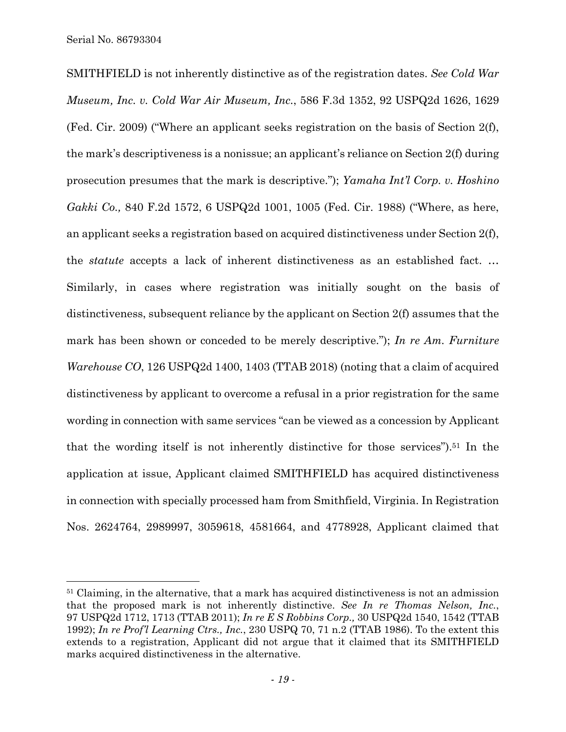SMITHFIELD is not inherently distinctive as of the registration dates. *See Cold War Museum, Inc. v. Cold War Air Museum, Inc.*, 586 F.3d 1352, 92 USPQ2d 1626, 1629 (Fed. Cir. 2009) ("Where an applicant seeks registration on the basis of Section 2(f), the mark's descriptiveness is a nonissue; an applicant's reliance on Section 2(f) during prosecution presumes that the mark is descriptive."); *Yamaha Int'l Corp. v. Hoshino Gakki Co.,* 840 F.2d 1572, 6 USPQ2d 1001, 1005 (Fed. Cir. 1988) ("Where, as here, an applicant seeks a registration based on acquired distinctiveness under Section 2(f), the *statute* accepts a lack of inherent distinctiveness as an established fact. … Similarly, in cases where registration was initially sought on the basis of distinctiveness, subsequent reliance by the applicant on Section 2(f) assumes that the mark has been shown or conceded to be merely descriptive."); *In re Am. Furniture Warehouse CO*, 126 USPQ2d 1400, 1403 (TTAB 2018) (noting that a claim of acquired distinctiveness by applicant to overcome a refusal in a prior registration for the same wording in connection with same services "can be viewed as a concession by Applicant that the wording itself is not inherently distinctive for those services").[51] In the application at issue, Applicant claimed SMITHFIELD has acquired distinctiveness in connection with specially processed ham from Smithfield, Virginia. In Registration Nos. 2624764, 2989997, 3059618, 4581664, and 4778928, Applicant claimed that

[51] Claiming, in the alternative, that a mark has acquired distinctiveness is not an admission that the proposed mark is not inherently distinctive. *See In re Thomas Nelson, Inc.*, 97 USPQ2d 1712, 1713 (TTAB 2011); *In re E S Robbins Corp.,* 30 USPQ2d 1540, 1542 (TTAB 1992); *In re Prof'l Learning Ctrs., Inc.*, 230 USPQ 70, 71 n.2 (TTAB 1986). To the extent this extends to a registration, Applicant did not argue that it claimed that its SMITHFIELD marks acquired distinctiveness in the alternative.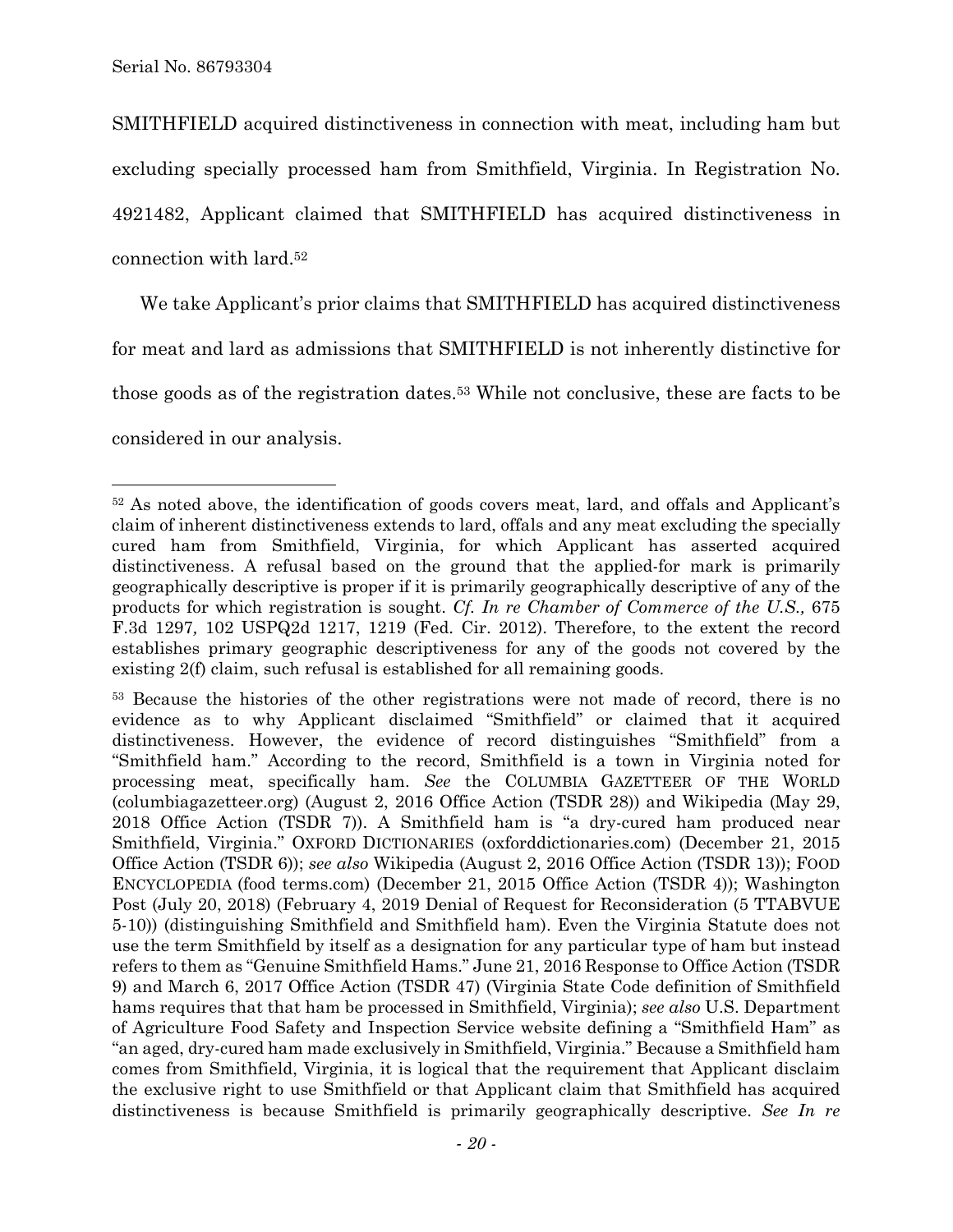SMITHFIELD acquired distinctiveness in connection with meat, including ham but excluding specially processed ham from Smithfield, Virginia. In Registration No. 4921482, Applicant claimed that SMITHFIELD has acquired distinctiveness in connection with lard.[52]

We take Applicant's prior claims that SMITHFIELD has acquired distinctiveness for meat and lard as admissions that SMITHFIELD is not inherently distinctive for those goods as of the registration dates.[53] While not conclusive, these are facts to be considered in our analysis.

---

[52] As noted above, the identification of goods covers meat, lard, and offals and Applicant's claim of inherent distinctiveness extends to lard, offals and any meat excluding the specially cured ham from Smithfield, Virginia, for which Applicant has asserted acquired distinctiveness. A refusal based on the ground that the applied-for mark is primarily geographically descriptive is proper if it is primarily geographically descriptive of any of the products for which registration is sought. *Cf. In re Chamber of Commerce of the U.S.,* 675 F.3d 1297, 102 USPQ2d 1217, 1219 (Fed. Cir. 2012). Therefore, to the extent the record establishes primary geographic descriptiveness for any of the goods not covered by the existing 2(f) claim, such refusal is established for all remaining goods.

[53] Because the histories of the other registrations were not made of record, there is no evidence as to why Applicant disclaimed "Smithfield" or claimed that it acquired distinctiveness. However, the evidence of record distinguishes "Smithfield" from a "Smithfield ham." According to the record, Smithfield is a town in Virginia noted for processing meat, specifically ham. *See* the COLUMBIA GAZETTEER OF THE WORLD (columbiagazetteer.org) (August 2, 2016 Office Action (TSDR 28)) and Wikipedia (May 29, 2018 Office Action (TSDR 7)). A Smithfield ham is "a dry-cured ham produced near Smithfield, Virginia." OXFORD DICTIONARIES (oxforddictionaries.com) (December 21, 2015 Office Action (TSDR 6)); *see also* Wikipedia (August 2, 2016 Office Action (TSDR 13)); FOOD ENCYCLOPEDIA (food terms.com) (December 21, 2015 Office Action (TSDR 4)); Washington Post (July 20, 2018) (February 4, 2019 Denial of Request for Reconsideration (5 TTABVUE 5-10)) (distinguishing Smithfield and Smithfield ham). Even the Virginia Statute does not use the term Smithfield by itself as a designation for any particular type of ham but instead refers to them as "Genuine Smithfield Hams." June 21, 2016 Response to Office Action (TSDR 9) and March 6, 2017 Office Action (TSDR 47) (Virginia State Code definition of Smithfield hams requires that that ham be processed in Smithfield, Virginia); *see also* U.S. Department of Agriculture Food Safety and Inspection Service website defining a "Smithfield Ham" as "an aged, dry-cured ham made exclusively in Smithfield, Virginia." Because a Smithfield ham comes from Smithfield, Virginia, it is logical that the requirement that Applicant disclaim the exclusive right to use Smithfield or that Applicant claim that Smithfield has acquired distinctiveness is because Smithfield is primarily geographically descriptive. *See In re*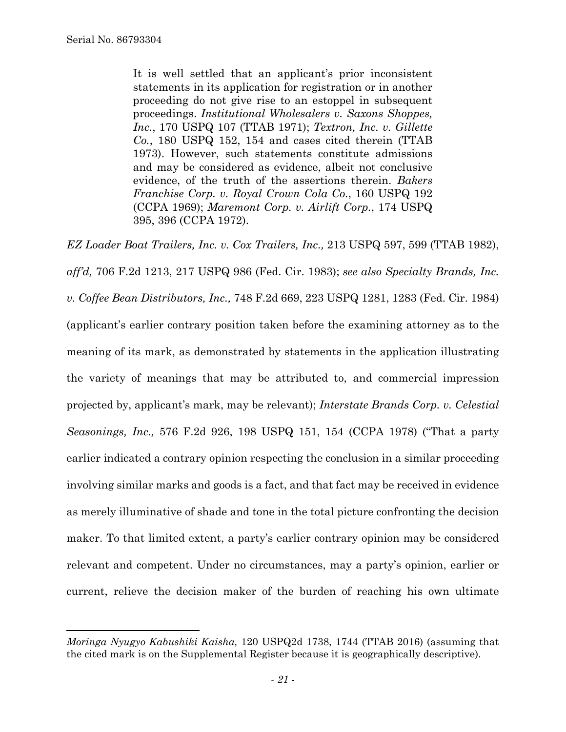> It is well settled that an applicant's prior inconsistent statements in its application for registration or in another proceeding do not give rise to an estoppel in subsequent proceedings. *Institutional Wholesalers v. Saxons Shoppes, Inc.*, 170 USPQ 107 (TTAB 1971); *Textron, Inc. v. Gillette Co.*, 180 USPQ 152, 154 and cases cited therein (TTAB 1973). However, such statements constitute admissions and may be considered as evidence, albeit not conclusive evidence, of the truth of the assertions therein. *Bakers Franchise Corp. v. Royal Crown Cola Co.*, 160 USPQ 192 (CCPA 1969); *Maremont Corp. v. Airlift Corp.*, 174 USPQ 395, 396 (CCPA 1972).

*EZ Loader Boat Trailers, Inc. v. Cox Trailers, Inc.,* 213 USPQ 597, 599 (TTAB 1982), *aff'd,* 706 F.2d 1213, 217 USPQ 986 (Fed. Cir. 1983); *see also Specialty Brands, Inc. v. Coffee Bean Distributors, Inc.,* 748 F.2d 669, 223 USPQ 1281, 1283 (Fed. Cir. 1984) (applicant's earlier contrary position taken before the examining attorney as to the meaning of its mark, as demonstrated by statements in the application illustrating the variety of meanings that may be attributed to, and commercial impression projected by, applicant's mark, may be relevant); *Interstate Brands Corp. v. Celestial Seasonings, Inc.,* 576 F.2d 926, 198 USPQ 151, 154 (CCPA 1978) ("That a party earlier indicated a contrary opinion respecting the conclusion in a similar proceeding involving similar marks and goods is a fact, and that fact may be received in evidence as merely illuminative of shade and tone in the total picture confronting the decision maker. To that limited extent, a party's earlier contrary opinion may be considered relevant and competent. Under no circumstances, may a party's opinion, earlier or current, relieve the decision maker of the burden of reaching his own ultimate

---

*Moringa Nyugyo Kabushiki Kaisha,* 120 USPQ2d 1738, 1744 (TTAB 2016) (assuming that the cited mark is on the Supplemental Register because it is geographically descriptive).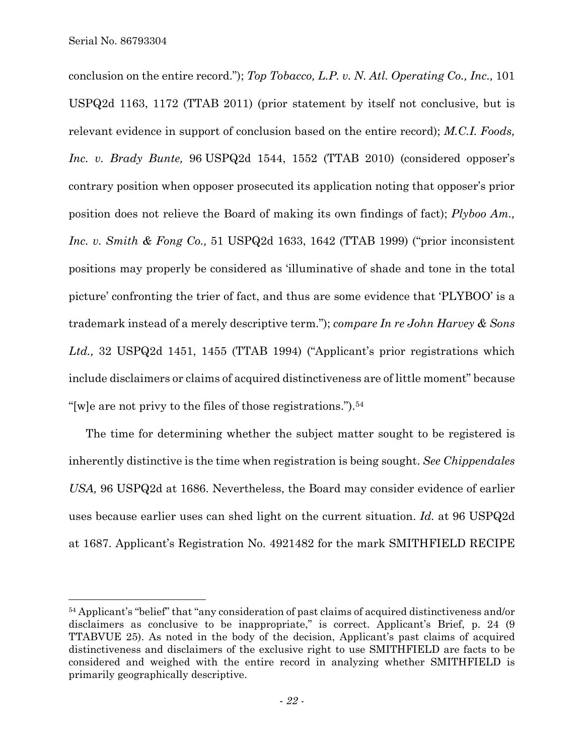conclusion on the entire record."); *Top Tobacco, L.P. v. N. Atl. Operating Co., Inc.,* 101 USPQ2d 1163, 1172 (TTAB 2011) (prior statement by itself not conclusive, but is relevant evidence in support of conclusion based on the entire record); *M.C.I. Foods, Inc. v. Brady Bunte,* 96 USPQ2d 1544, 1552 (TTAB 2010) (considered opposer's contrary position when opposer prosecuted its application noting that opposer's prior position does not relieve the Board of making its own findings of fact); *Plyboo Am., Inc. v. Smith & Fong Co.,* 51 USPQ2d 1633, 1642 (TTAB 1999) ("prior inconsistent positions may properly be considered as 'illuminative of shade and tone in the total picture' confronting the trier of fact, and thus are some evidence that 'PLYBOO' is a trademark instead of a merely descriptive term."); *compare In re John Harvey & Sons Ltd.,* 32 USPQ2d 1451, 1455 (TTAB 1994) ("Applicant's prior registrations which include disclaimers or claims of acquired distinctiveness are of little moment" because "[w]e are not privy to the files of those registrations.").[54]

The time for determining whether the subject matter sought to be registered is inherently distinctive is the time when registration is being sought. *See Chippendales USA,* 96 USPQ2d at 1686. Nevertheless, the Board may consider evidence of earlier uses because earlier uses can shed light on the current situation. *Id.* at 96 USPQ2d at 1687. Applicant's Registration No. 4921482 for the mark SMITHFIELD RECIPE

---

[54] Applicant's "belief" that "any consideration of past claims of acquired distinctiveness and/or disclaimers as conclusive to be inappropriate," is correct. Applicant's Brief, p. 24 (9 TTABVUE 25). As noted in the body of the decision, Applicant's past claims of acquired distinctiveness and disclaimers of the exclusive right to use SMITHFIELD are facts to be considered and weighed with the entire record in analyzing whether SMITHFIELD is primarily geographically descriptive.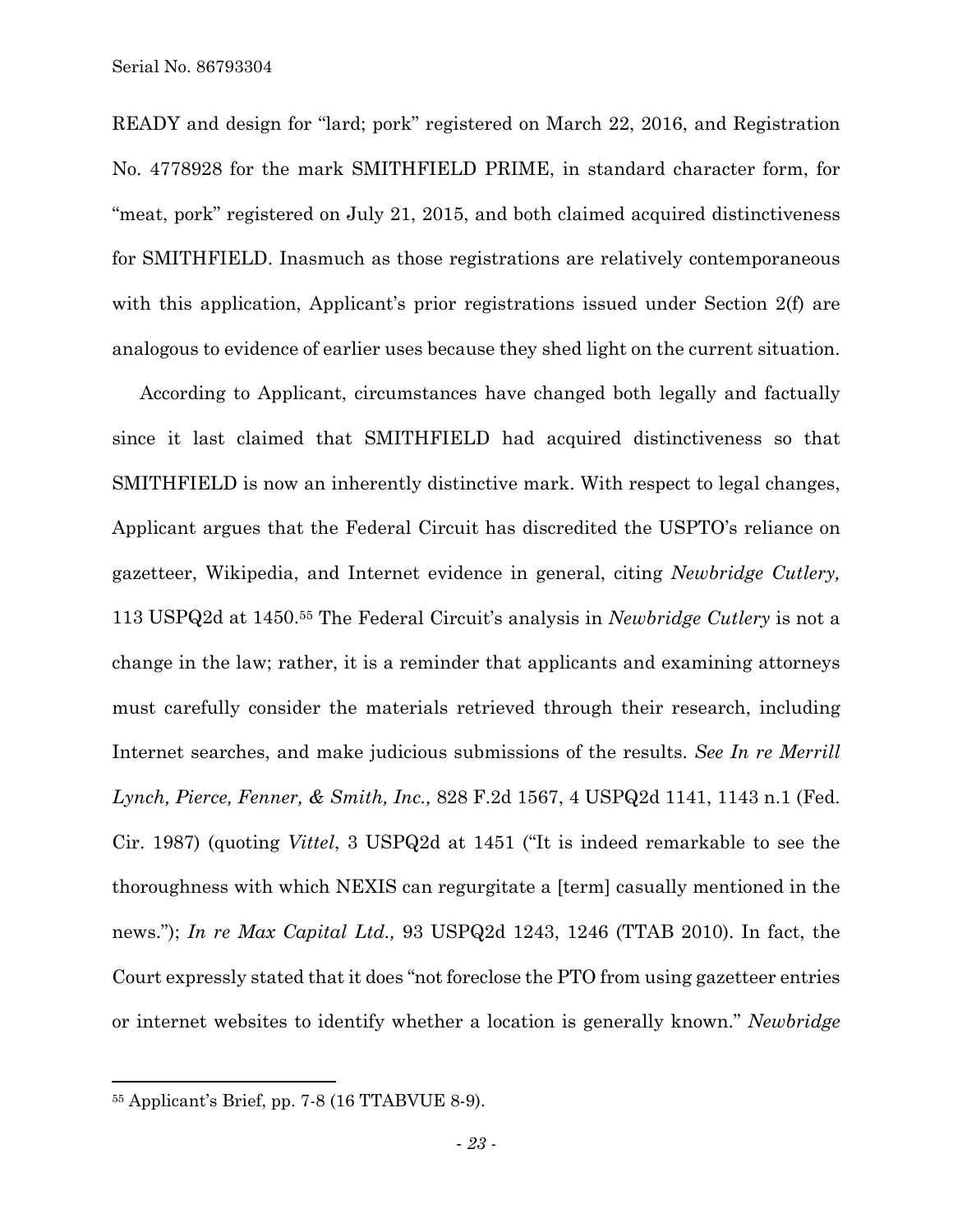READY and design for "lard; pork" registered on March 22, 2016, and Registration No. 4778928 for the mark SMITHFIELD PRIME, in standard character form, for "meat, pork" registered on July 21, 2015, and both claimed acquired distinctiveness for SMITHFIELD. Inasmuch as those registrations are relatively contemporaneous with this application, Applicant's prior registrations issued under Section 2(f) are analogous to evidence of earlier uses because they shed light on the current situation.

According to Applicant, circumstances have changed both legally and factually since it last claimed that SMITHFIELD had acquired distinctiveness so that SMITHFIELD is now an inherently distinctive mark. With respect to legal changes, Applicant argues that the Federal Circuit has discredited the USPTO's reliance on gazetteer, Wikipedia, and Internet evidence in general, citing *Newbridge Cutlery,* 113 USPQ2d at 1450.[55] The Federal Circuit's analysis in *Newbridge Cutlery* is not a change in the law; rather, it is a reminder that applicants and examining attorneys must carefully consider the materials retrieved through their research, including Internet searches, and make judicious submissions of the results. *See In re Merrill Lynch, Pierce, Fenner, & Smith, Inc.,* 828 F.2d 1567, 4 USPQ2d 1141, 1143 n.1 (Fed. Cir. 1987) (quoting *Vittel*, 3 USPQ2d at 1451 ("It is indeed remarkable to see the thoroughness with which NEXIS can regurgitate a [term] casually mentioned in the news."); *In re Max Capital Ltd.,* 93 USPQ2d 1243, 1246 (TTAB 2010). In fact, the Court expressly stated that it does "not foreclose the PTO from using gazetteer entries or internet websites to identify whether a location is generally known." *Newbridge*

---

[55] Applicant's Brief, pp. 7-8 (16 TTABVUE 8-9).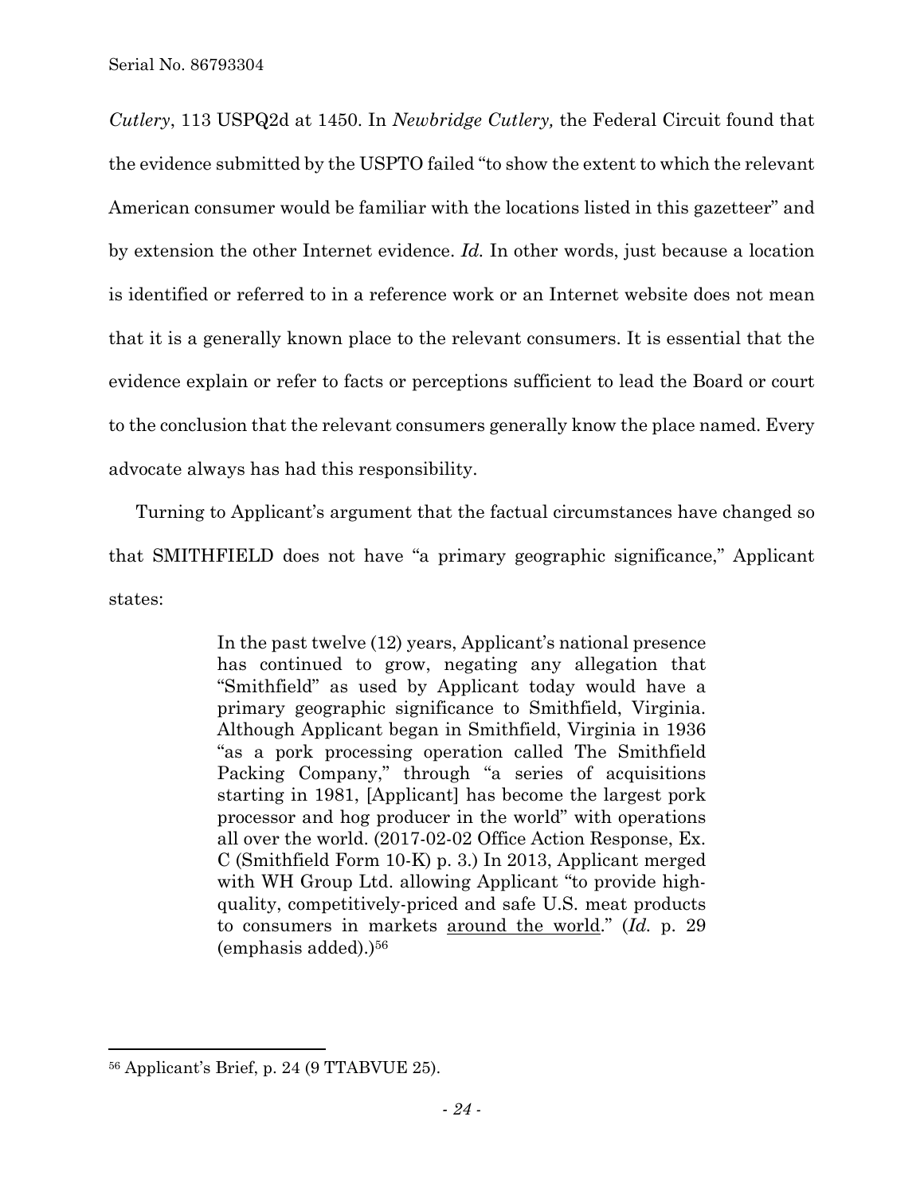*Cutlery*, 113 USPQ2d at 1450. In *Newbridge Cutlery,* the Federal Circuit found that the evidence submitted by the USPTO failed "to show the extent to which the relevant American consumer would be familiar with the locations listed in this gazetteer" and by extension the other Internet evidence. *Id.* In other words, just because a location is identified or referred to in a reference work or an Internet website does not mean that it is a generally known place to the relevant consumers. It is essential that the evidence explain or refer to facts or perceptions sufficient to lead the Board or court to the conclusion that the relevant consumers generally know the place named. Every advocate always has had this responsibility.

Turning to Applicant's argument that the factual circumstances have changed so that SMITHFIELD does not have "a primary geographic significance," Applicant states:

> In the past twelve (12) years, Applicant's national presence has continued to grow, negating any allegation that "Smithfield" as used by Applicant today would have a primary geographic significance to Smithfield, Virginia. Although Applicant began in Smithfield, Virginia in 1936 "as a pork processing operation called The Smithfield Packing Company," through "a series of acquisitions starting in 1981, [Applicant] has become the largest pork processor and hog producer in the world" with operations all over the world. (2017-02-02 Office Action Response, Ex. C (Smithfield Form 10-K) p. 3.) In 2013, Applicant merged with WH Group Ltd. allowing Applicant "to provide high-quality, competitively-priced and safe U.S. meat products to consumers in markets <u>around the world</u>." (*Id.* p. 29 (emphasis added).)[56]

---

[56] Applicant's Brief, p. 24 (9 TTABVUE 25).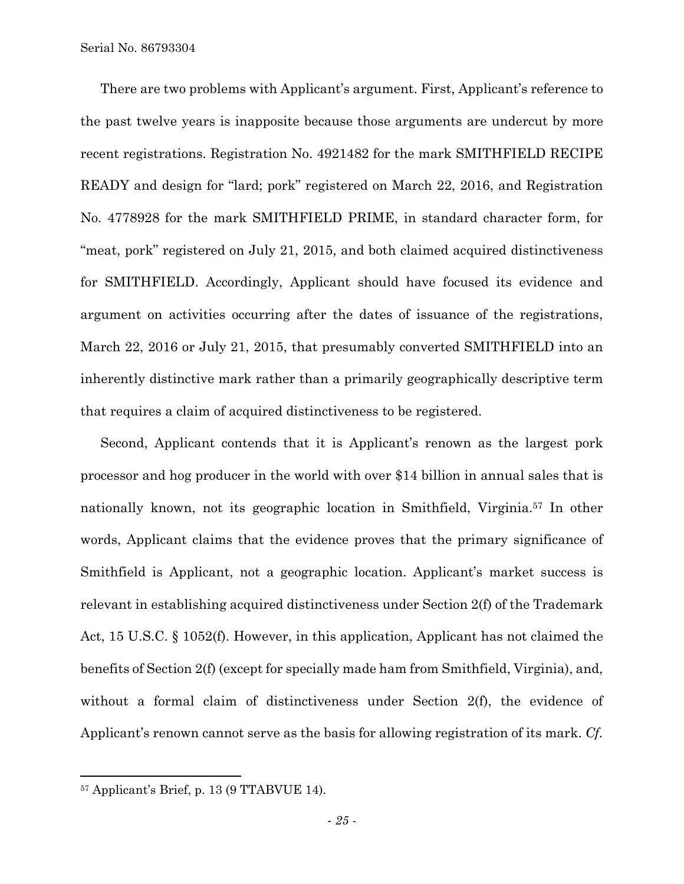There are two problems with Applicant's argument. First, Applicant's reference to the past twelve years is inapposite because those arguments are undercut by more recent registrations. Registration No. 4921482 for the mark SMITHFIELD RECIPE READY and design for "lard; pork" registered on March 22, 2016, and Registration No. 4778928 for the mark SMITHFIELD PRIME, in standard character form, for "meat, pork" registered on July 21, 2015, and both claimed acquired distinctiveness for SMITHFIELD. Accordingly, Applicant should have focused its evidence and argument on activities occurring after the dates of issuance of the registrations, March 22, 2016 or July 21, 2015, that presumably converted SMITHFIELD into an inherently distinctive mark rather than a primarily geographically descriptive term that requires a claim of acquired distinctiveness to be registered.

Second, Applicant contends that it is Applicant's renown as the largest pork processor and hog producer in the world with over $14 billion in annual sales that is nationally known, not its geographic location in Smithfield, Virginia.[57] In other words, Applicant claims that the evidence proves that the primary significance of Smithfield is Applicant, not a geographic location. Applicant's market success is relevant in establishing acquired distinctiveness under Section 2(f) of the Trademark Act, 15 U.S.C. § 1052(f). However, in this application, Applicant has not claimed the benefits of Section 2(f) (except for specially made ham from Smithfield, Virginia), and, without a formal claim of distinctiveness under Section 2(f), the evidence of Applicant's renown cannot serve as the basis for allowing registration of its mark. *Cf.*

---

[57] Applicant's Brief, p. 13 (9 TTABVUE 14).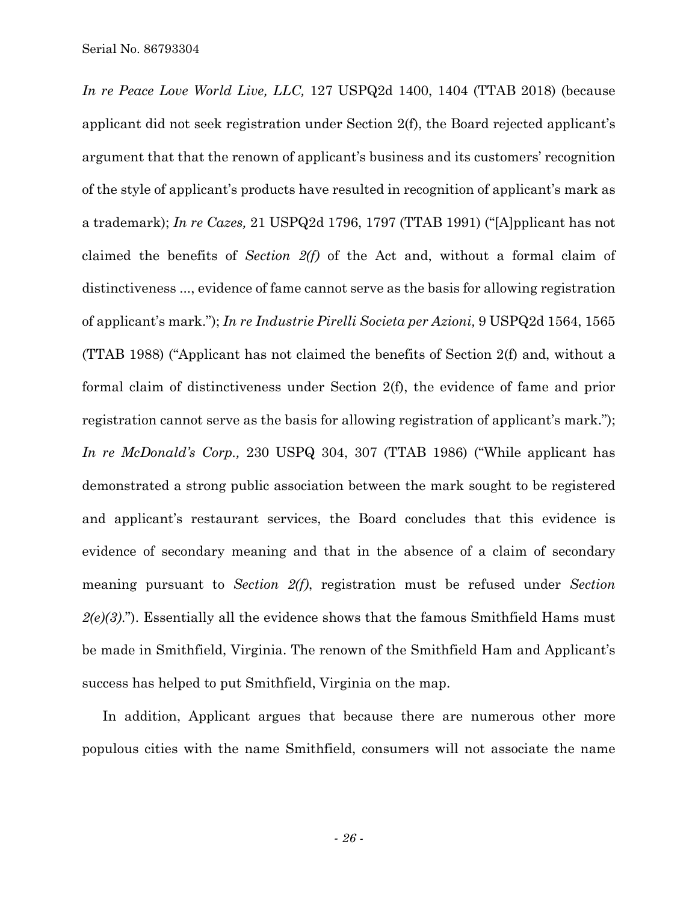*In re Peace Love World Live, LLC,* 127 USPQ2d 1400, 1404 (TTAB 2018) (because applicant did not seek registration under Section 2(f), the Board rejected applicant's argument that that the renown of applicant's business and its customers' recognition of the style of applicant's products have resulted in recognition of applicant's mark as a trademark); *In re Cazes,* 21 USPQ2d 1796, 1797 (TTAB 1991) ("[A]pplicant has not claimed the benefits of *Section 2(f)* of the Act and, without a formal claim of distinctiveness ..., evidence of fame cannot serve as the basis for allowing registration of applicant's mark."); *In re Industrie Pirelli Societa per Azioni,* 9 USPQ2d 1564, 1565 (TTAB 1988) ("Applicant has not claimed the benefits of Section 2(f) and, without a formal claim of distinctiveness under Section 2(f), the evidence of fame and prior registration cannot serve as the basis for allowing registration of applicant's mark."); *In re McDonald's Corp.,* 230 USPQ 304, 307 (TTAB 1986) ("While applicant has demonstrated a strong public association between the mark sought to be registered and applicant's restaurant services, the Board concludes that this evidence is evidence of secondary meaning and that in the absence of a claim of secondary meaning pursuant to *Section 2(f)*, registration must be refused under *Section 2(e)(3).*"). Essentially all the evidence shows that the famous Smithfield Hams must be made in Smithfield, Virginia. The renown of the Smithfield Ham and Applicant's success has helped to put Smithfield, Virginia on the map.

In addition, Applicant argues that because there are numerous other more populous cities with the name Smithfield, consumers will not associate the name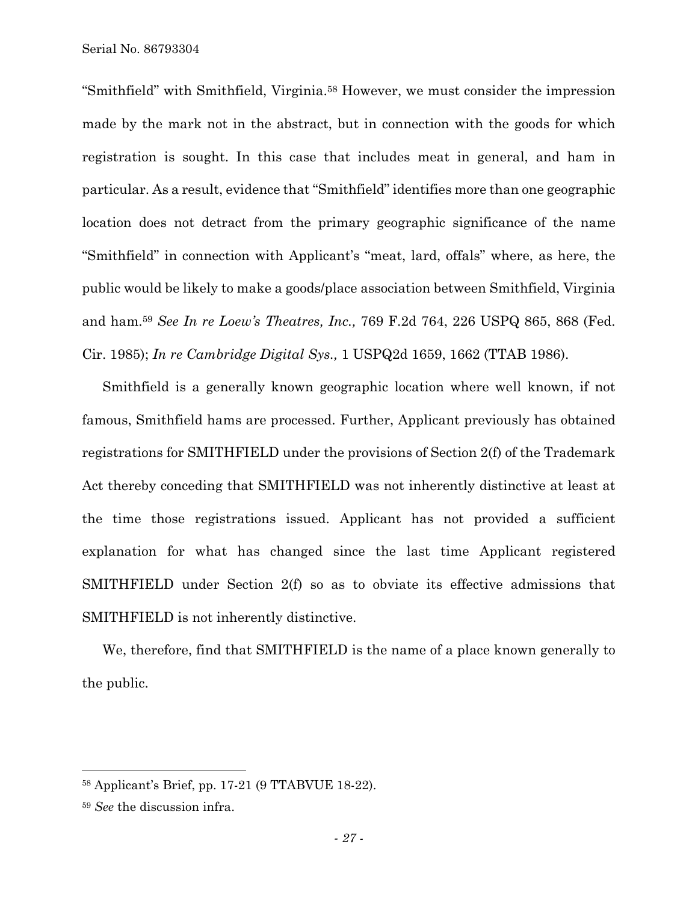"Smithfield" with Smithfield, Virginia.[58] However, we must consider the impression made by the mark not in the abstract, but in connection with the goods for which registration is sought. In this case that includes meat in general, and ham in particular. As a result, evidence that "Smithfield" identifies more than one geographic location does not detract from the primary geographic significance of the name "Smithfield" in connection with Applicant's "meat, lard, offals" where, as here, the public would be likely to make a goods/place association between Smithfield, Virginia and ham.[59] *See In re Loew's Theatres, Inc.,* 769 F.2d 764, 226 USPQ 865, 868 (Fed. Cir. 1985); *In re Cambridge Digital Sys.,* 1 USPQ2d 1659, 1662 (TTAB 1986).

Smithfield is a generally known geographic location where well known, if not famous, Smithfield hams are processed. Further, Applicant previously has obtained registrations for SMITHFIELD under the provisions of Section 2(f) of the Trademark Act thereby conceding that SMITHFIELD was not inherently distinctive at least at the time those registrations issued. Applicant has not provided a sufficient explanation for what has changed since the last time Applicant registered SMITHFIELD under Section 2(f) so as to obviate its effective admissions that SMITHFIELD is not inherently distinctive.

We, therefore, find that SMITHFIELD is the name of a place known generally to the public.

---

[58] Applicant's Brief, pp. 17-21 (9 TTABVUE 18-22).

[59] *See* the discussion infra.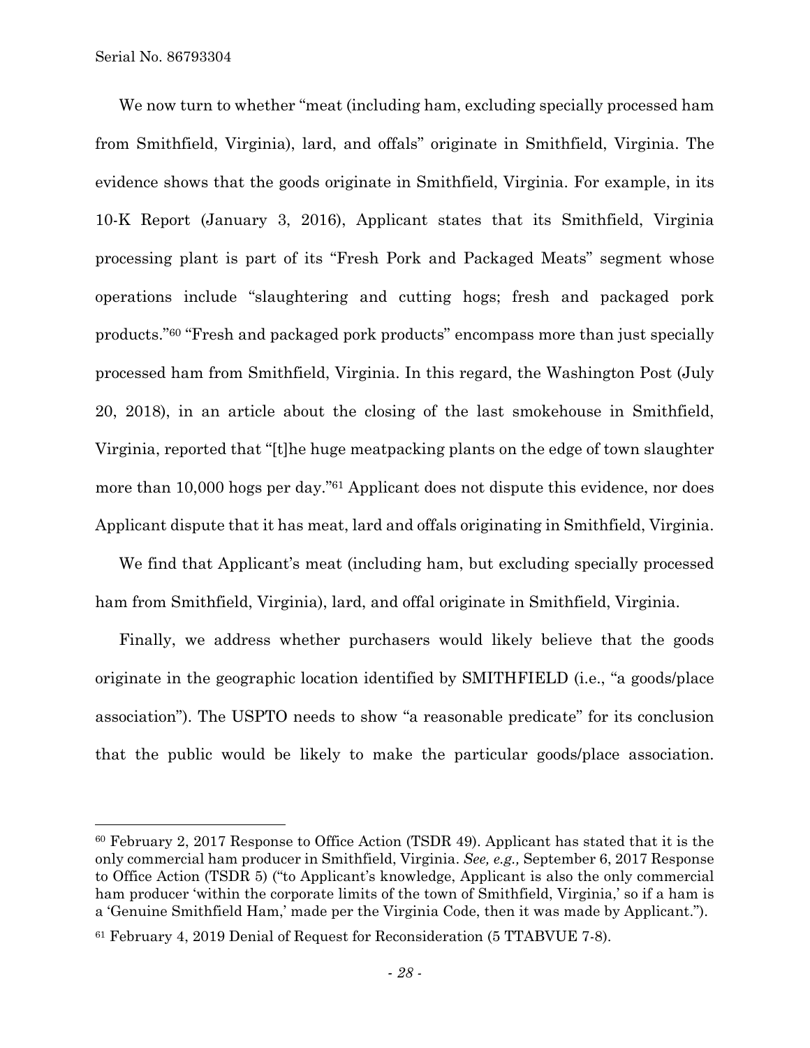We now turn to whether "meat (including ham, excluding specially processed ham from Smithfield, Virginia), lard, and offals" originate in Smithfield, Virginia. The evidence shows that the goods originate in Smithfield, Virginia. For example, in its 10-K Report (January 3, 2016), Applicant states that its Smithfield, Virginia processing plant is part of its "Fresh Pork and Packaged Meats" segment whose operations include "slaughtering and cutting hogs; fresh and packaged pork products."[60] "Fresh and packaged pork products" encompass more than just specially processed ham from Smithfield, Virginia. In this regard, the Washington Post (July 20, 2018), in an article about the closing of the last smokehouse in Smithfield, Virginia, reported that "[t]he huge meatpacking plants on the edge of town slaughter more than 10,000 hogs per day."[61] Applicant does not dispute this evidence, nor does Applicant dispute that it has meat, lard and offals originating in Smithfield, Virginia.

We find that Applicant's meat (including ham, but excluding specially processed ham from Smithfield, Virginia), lard, and offal originate in Smithfield, Virginia.

Finally, we address whether purchasers would likely believe that the goods originate in the geographic location identified by SMITHFIELD (i.e., "a goods/place association"). The USPTO needs to show "a reasonable predicate" for its conclusion that the public would be likely to make the particular goods/place association.

---

[60] February 2, 2017 Response to Office Action (TSDR 49). Applicant has stated that it is the only commercial ham producer in Smithfield, Virginia. *See, e.g.,* September 6, 2017 Response to Office Action (TSDR 5) ("to Applicant's knowledge, Applicant is also the only commercial ham producer 'within the corporate limits of the town of Smithfield, Virginia,' so if a ham is a 'Genuine Smithfield Ham,' made per the Virginia Code, then it was made by Applicant.").

[61] February 4, 2019 Denial of Request for Reconsideration (5 TTABVUE 7-8).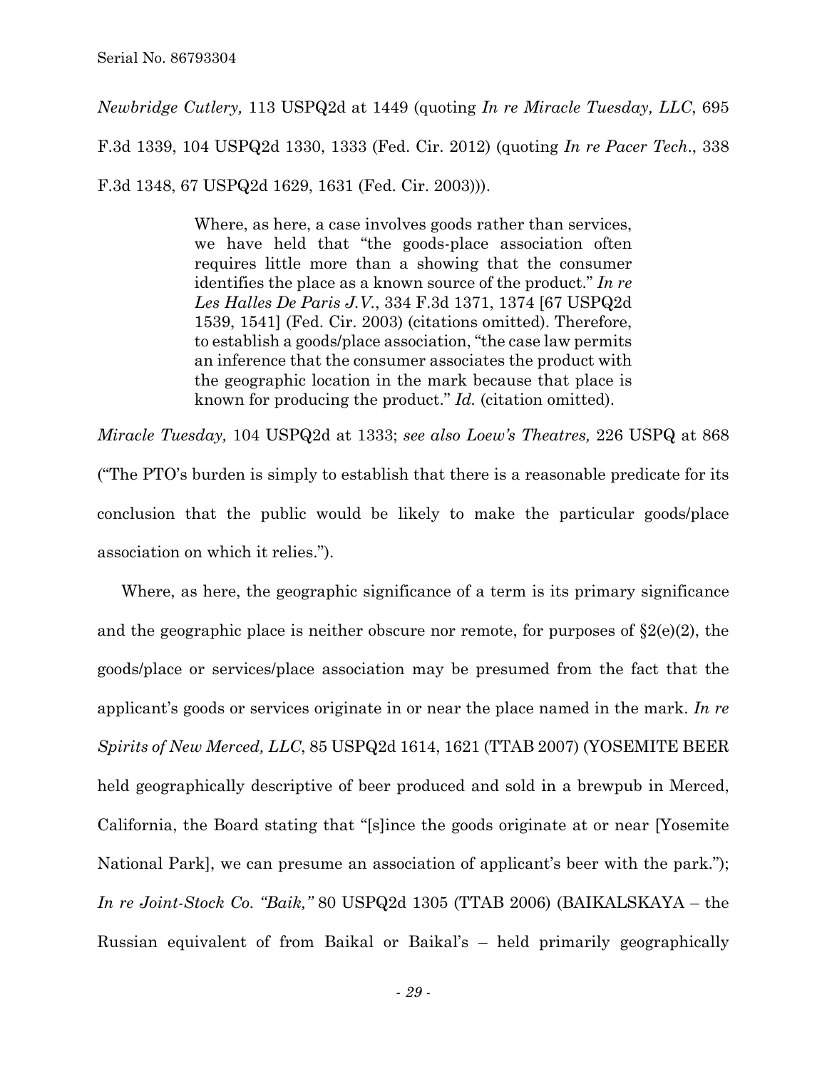*Newbridge Cutlery,* 113 USPQ2d at 1449 (quoting *In re Miracle Tuesday, LLC*, 695 F.3d 1339, 104 USPQ2d 1330, 1333 (Fed. Cir. 2012) (quoting *In re Pacer Tech*., 338 F.3d 1348, 67 USPQ2d 1629, 1631 (Fed. Cir. 2003))).

> Where, as here, a case involves goods rather than services, we have held that "the goods-place association often requires little more than a showing that the consumer identifies the place as a known source of the product." *In re Les Halles De Paris J.V.*, 334 F.3d 1371, 1374 [67 USPQ2d 1539, 1541] (Fed. Cir. 2003) (citations omitted). Therefore, to establish a goods/place association, "the case law permits an inference that the consumer associates the product with the geographic location in the mark because that place is known for producing the product." *Id.* (citation omitted).

*Miracle Tuesday,* 104 USPQ2d at 1333; *see also Loew's Theatres,* 226 USPQ at 868 ("The PTO's burden is simply to establish that there is a reasonable predicate for its conclusion that the public would be likely to make the particular goods/place association on which it relies.").

Where, as here, the geographic significance of a term is its primary significance and the geographic place is neither obscure nor remote, for purposes of §2(e)(2), the goods/place or services/place association may be presumed from the fact that the applicant's goods or services originate in or near the place named in the mark. *In re Spirits of New Merced, LLC*, 85 USPQ2d 1614, 1621 (TTAB 2007) (YOSEMITE BEER held geographically descriptive of beer produced and sold in a brewpub in Merced, California, the Board stating that "[s]ince the goods originate at or near [Yosemite National Park], we can presume an association of applicant's beer with the park."); *In re Joint-Stock Co. "Baik,"* 80 USPQ2d 1305 (TTAB 2006) (BAIKALSKAYA – the Russian equivalent of from Baikal or Baikal's – held primarily geographically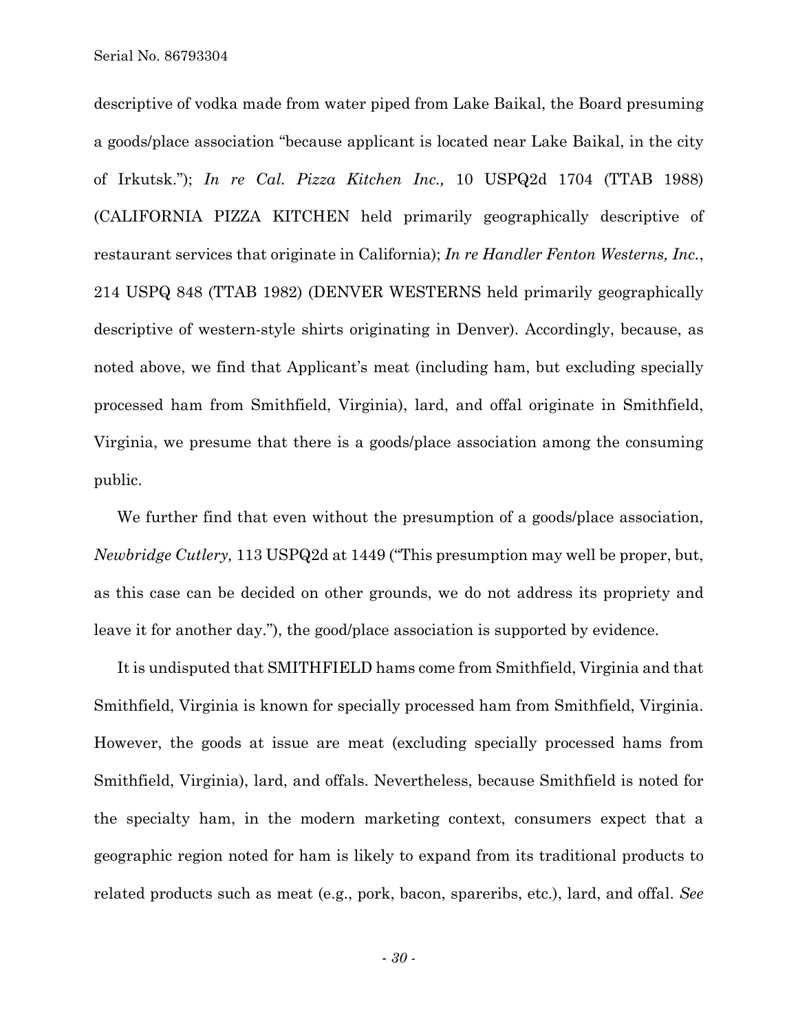descriptive of vodka made from water piped from Lake Baikal, the Board presuming a goods/place association "because applicant is located near Lake Baikal, in the city of Irkutsk."); *In re Cal. Pizza Kitchen Inc.,* 10 USPQ2d 1704 (TTAB 1988) (CALIFORNIA PIZZA KITCHEN held primarily geographically descriptive of restaurant services that originate in California); *In re Handler Fenton Westerns, Inc.*, 214 USPQ 848 (TTAB 1982) (DENVER WESTERNS held primarily geographically descriptive of western-style shirts originating in Denver). Accordingly, because, as noted above, we find that Applicant's meat (including ham, but excluding specially processed ham from Smithfield, Virginia), lard, and offal originate in Smithfield, Virginia, we presume that there is a goods/place association among the consuming public.

We further find that even without the presumption of a goods/place association, *Newbridge Cutlery,* 113 USPQ2d at 1449 ("This presumption may well be proper, but, as this case can be decided on other grounds, we do not address its propriety and leave it for another day."), the good/place association is supported by evidence.

It is undisputed that SMITHFIELD hams come from Smithfield, Virginia and that Smithfield, Virginia is known for specially processed ham from Smithfield, Virginia. However, the goods at issue are meat (excluding specially processed hams from Smithfield, Virginia), lard, and offals. Nevertheless, because Smithfield is noted for the specialty ham, in the modern marketing context, consumers expect that a geographic region noted for ham is likely to expand from its traditional products to related products such as meat (e.g., pork, bacon, spareribs, etc.), lard, and offal. *See*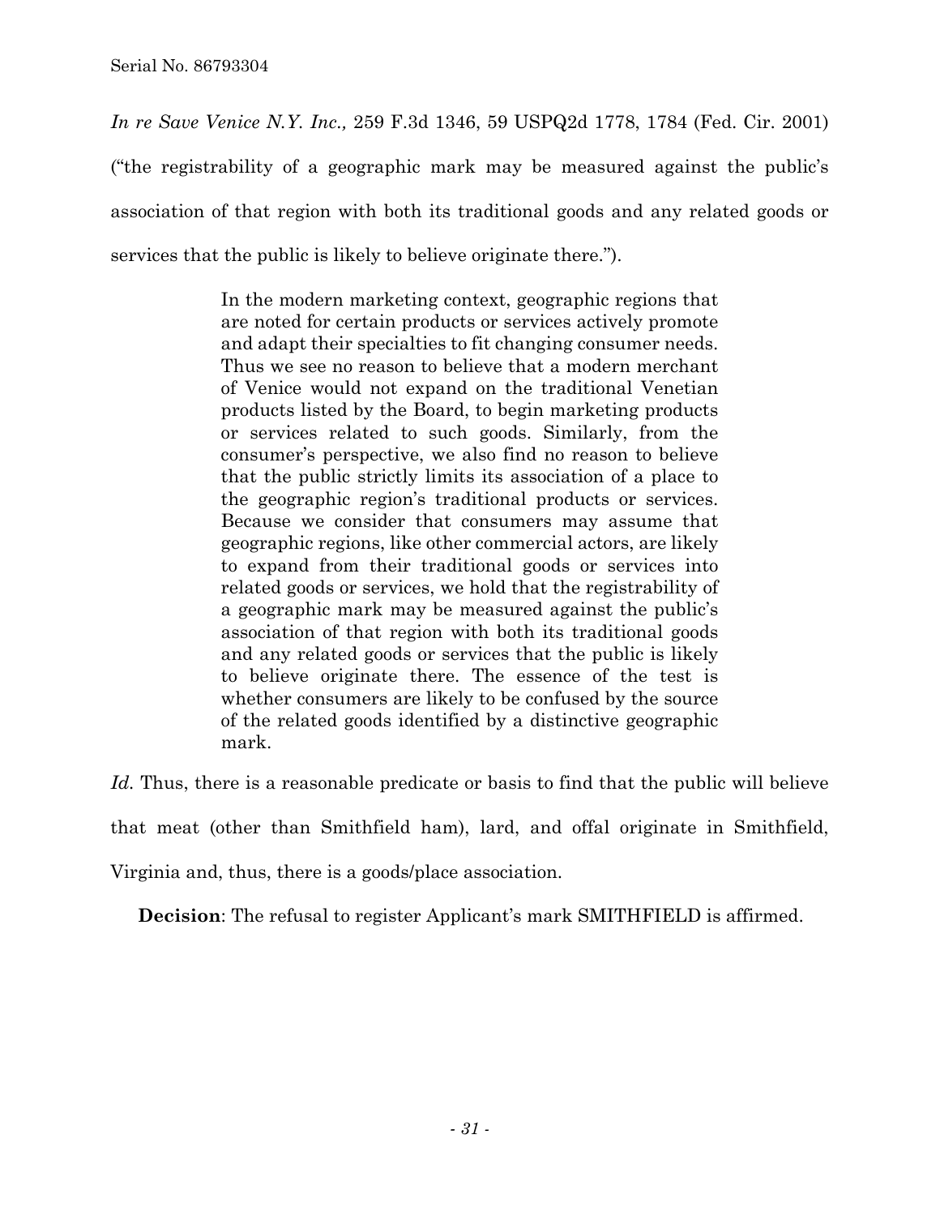*In re Save Venice N.Y. Inc.,* 259 F.3d 1346, 59 USPQ2d 1778, 1784 (Fed. Cir. 2001) ("the registrability of a geographic mark may be measured against the public's association of that region with both its traditional goods and any related goods or services that the public is likely to believe originate there.").

> In the modern marketing context, geographic regions that are noted for certain products or services actively promote and adapt their specialties to fit changing consumer needs. Thus we see no reason to believe that a modern merchant of Venice would not expand on the traditional Venetian products listed by the Board, to begin marketing products or services related to such goods. Similarly, from the consumer's perspective, we also find no reason to believe that the public strictly limits its association of a place to the geographic region's traditional products or services. Because we consider that consumers may assume that geographic regions, like other commercial actors, are likely to expand from their traditional goods or services into related goods or services, we hold that the registrability of a geographic mark may be measured against the public's association of that region with both its traditional goods and any related goods or services that the public is likely to believe originate there. The essence of the test is whether consumers are likely to be confused by the source of the related goods identified by a distinctive geographic mark.

*Id.* Thus, there is a reasonable predicate or basis to find that the public will believe that meat (other than Smithfield ham), lard, and offal originate in Smithfield, Virginia and, thus, there is a goods/place association.

**Decision**: The refusal to register Applicant's mark SMITHFIELD is affirmed.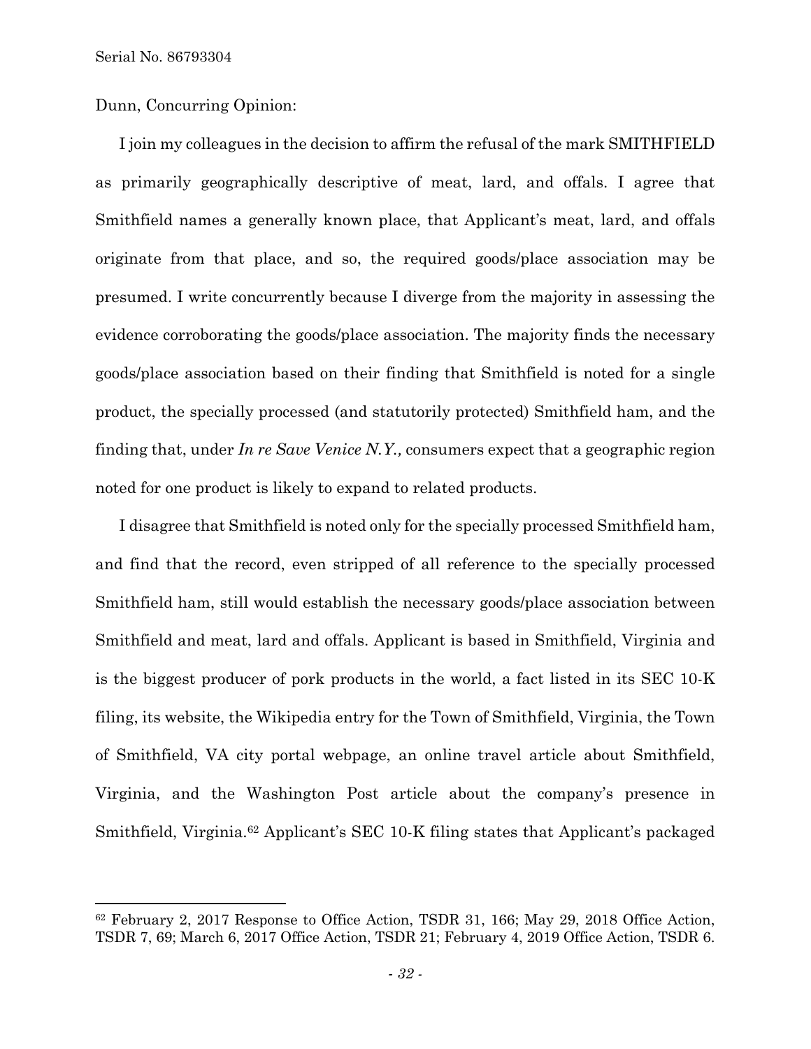Dunn, Concurring Opinion:

I join my colleagues in the decision to affirm the refusal of the mark SMITHFIELD as primarily geographically descriptive of meat, lard, and offals. I agree that Smithfield names a generally known place, that Applicant's meat, lard, and offals originate from that place, and so, the required goods/place association may be presumed. I write concurrently because I diverge from the majority in assessing the evidence corroborating the goods/place association. The majority finds the necessary goods/place association based on their finding that Smithfield is noted for a single product, the specially processed (and statutorily protected) Smithfield ham, and the finding that, under *In re Save Venice N.Y.,* consumers expect that a geographic region noted for one product is likely to expand to related products.

I disagree that Smithfield is noted only for the specially processed Smithfield ham, and find that the record, even stripped of all reference to the specially processed Smithfield ham, still would establish the necessary goods/place association between Smithfield and meat, lard and offals. Applicant is based in Smithfield, Virginia and is the biggest producer of pork products in the world, a fact listed in its SEC 10-K filing, its website, the Wikipedia entry for the Town of Smithfield, Virginia, the Town of Smithfield, VA city portal webpage, an online travel article about Smithfield, Virginia, and the Washington Post article about the company's presence in Smithfield, Virginia.[62] Applicant's SEC 10-K filing states that Applicant's packaged

---

[62] February 2, 2017 Response to Office Action, TSDR 31, 166; May 29, 2018 Office Action, TSDR 7, 69; March 6, 2017 Office Action, TSDR 21; February 4, 2019 Office Action, TSDR 6.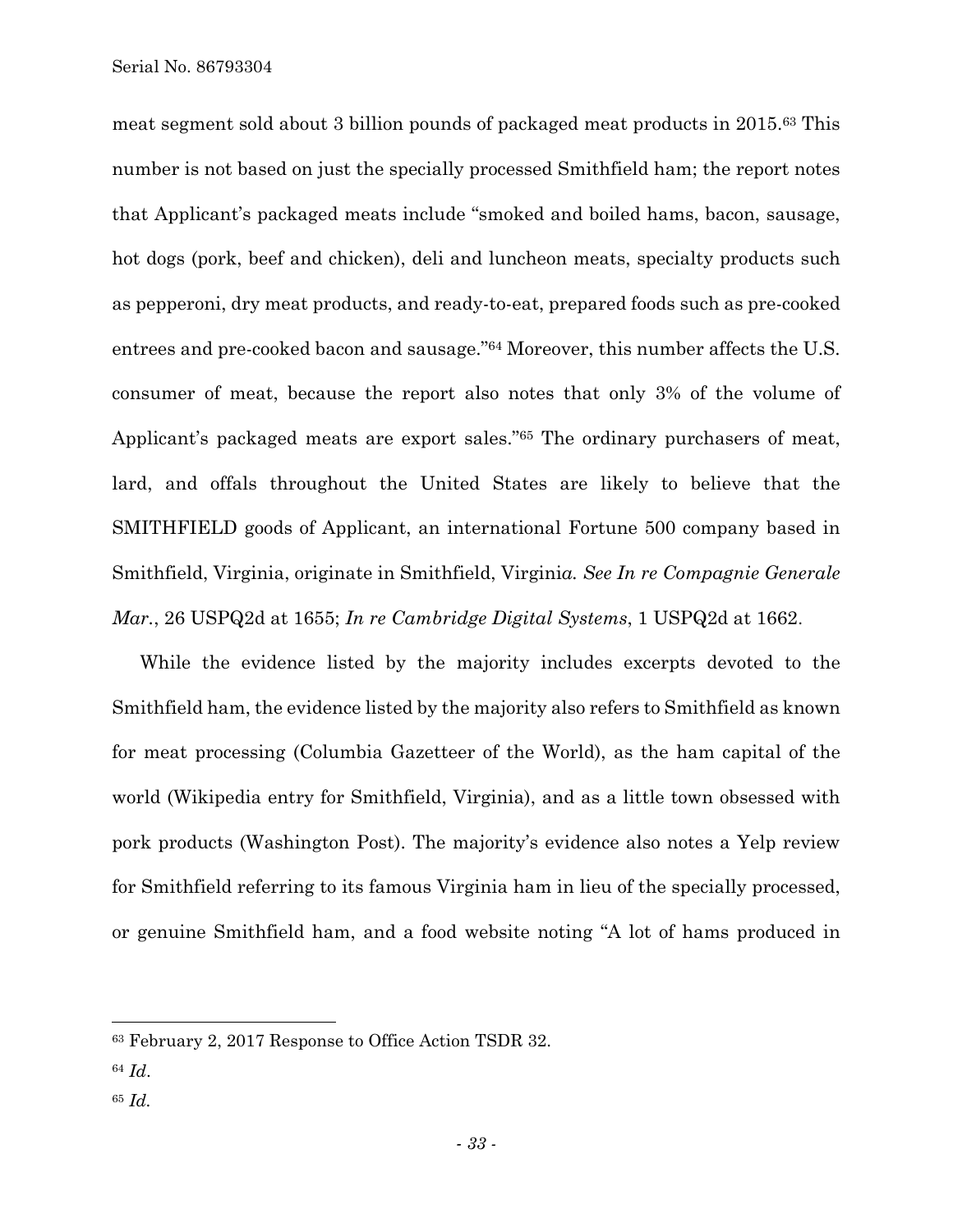meat segment sold about 3 billion pounds of packaged meat products in 2015.[63] This number is not based on just the specially processed Smithfield ham; the report notes that Applicant's packaged meats include "smoked and boiled hams, bacon, sausage, hot dogs (pork, beef and chicken), deli and luncheon meats, specialty products such as pepperoni, dry meat products, and ready-to-eat, prepared foods such as pre-cooked entrees and pre-cooked bacon and sausage."[64] Moreover, this number affects the U.S. consumer of meat, because the report also notes that only 3% of the volume of Applicant's packaged meats are export sales."[65] The ordinary purchasers of meat, lard, and offals throughout the United States are likely to believe that the SMITHFIELD goods of Applicant, an international Fortune 500 company based in Smithfield, Virginia, originate in Smithfield, Virginia. *See In re Compagnie Generale Mar.*, 26 USPQ2d at 1655; *In re Cambridge Digital Systems*, 1 USPQ2d at 1662.

While the evidence listed by the majority includes excerpts devoted to the Smithfield ham, the evidence listed by the majority also refers to Smithfield as known for meat processing (Columbia Gazetteer of the World), as the ham capital of the world (Wikipedia entry for Smithfield, Virginia), and as a little town obsessed with pork products (Washington Post). The majority's evidence also notes a Yelp review for Smithfield referring to its famous Virginia ham in lieu of the specially processed, or genuine Smithfield ham, and a food website noting "A lot of hams produced in

---

[63] February 2, 2017 Response to Office Action TSDR 32.

[64] *Id*.

[65] *Id.*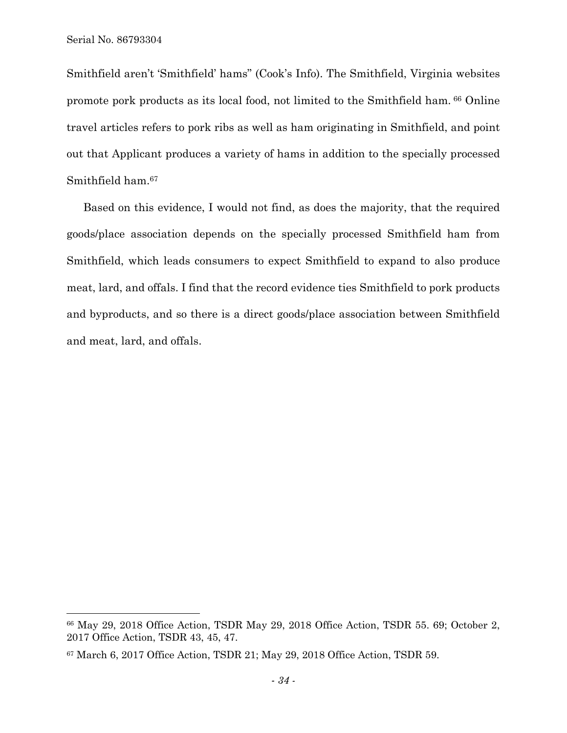Smithfield aren't 'Smithfield' hams" (Cook's Info). The Smithfield, Virginia websites promote pork products as its local food, not limited to the Smithfield ham. [66] Online travel articles refers to pork ribs as well as ham originating in Smithfield, and point out that Applicant produces a variety of hams in addition to the specially processed Smithfield ham.[67]

Based on this evidence, I would not find, as does the majority, that the required goods/place association depends on the specially processed Smithfield ham from Smithfield, which leads consumers to expect Smithfield to expand to also produce meat, lard, and offals. I find that the record evidence ties Smithfield to pork products and byproducts, and so there is a direct goods/place association between Smithfield and meat, lard, and offals.

---

[66] May 29, 2018 Office Action, TSDR May 29, 2018 Office Action, TSDR 55. 69; October 2, 2017 Office Action, TSDR 43, 45, 47.

[67] March 6, 2017 Office Action, TSDR 21; May 29, 2018 Office Action, TSDR 59.